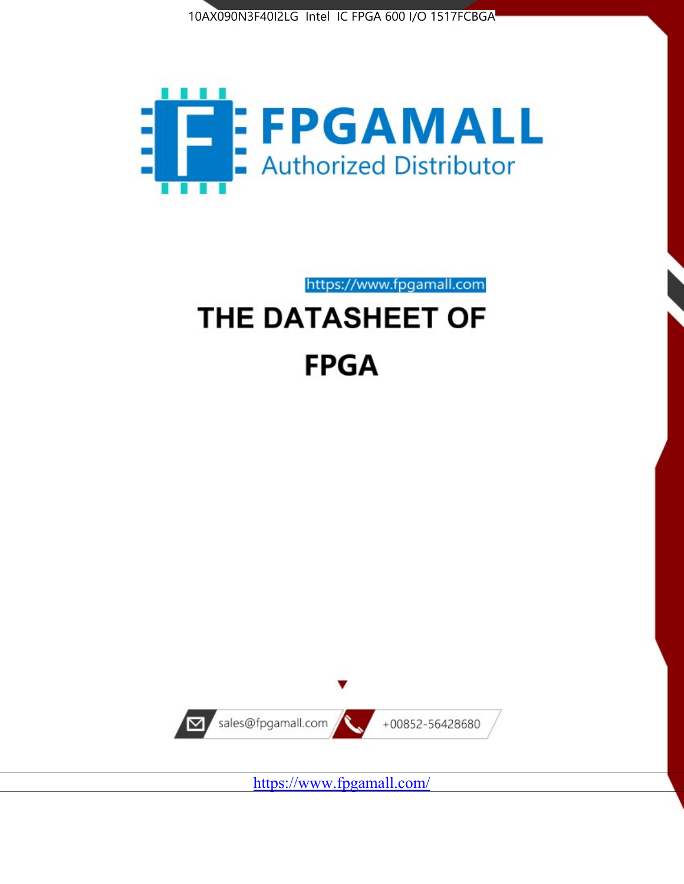10AX090N3F40I2LG Intel IC FPGA 600 I/O 1517FCBGA

FPGAMALL

Authorized Distributor

https://www.fpgamall.com

# THE DATASHEET OF

# FPGA

sales@fpgamall.com

+00852-56428680

https://www.fpgamall.com/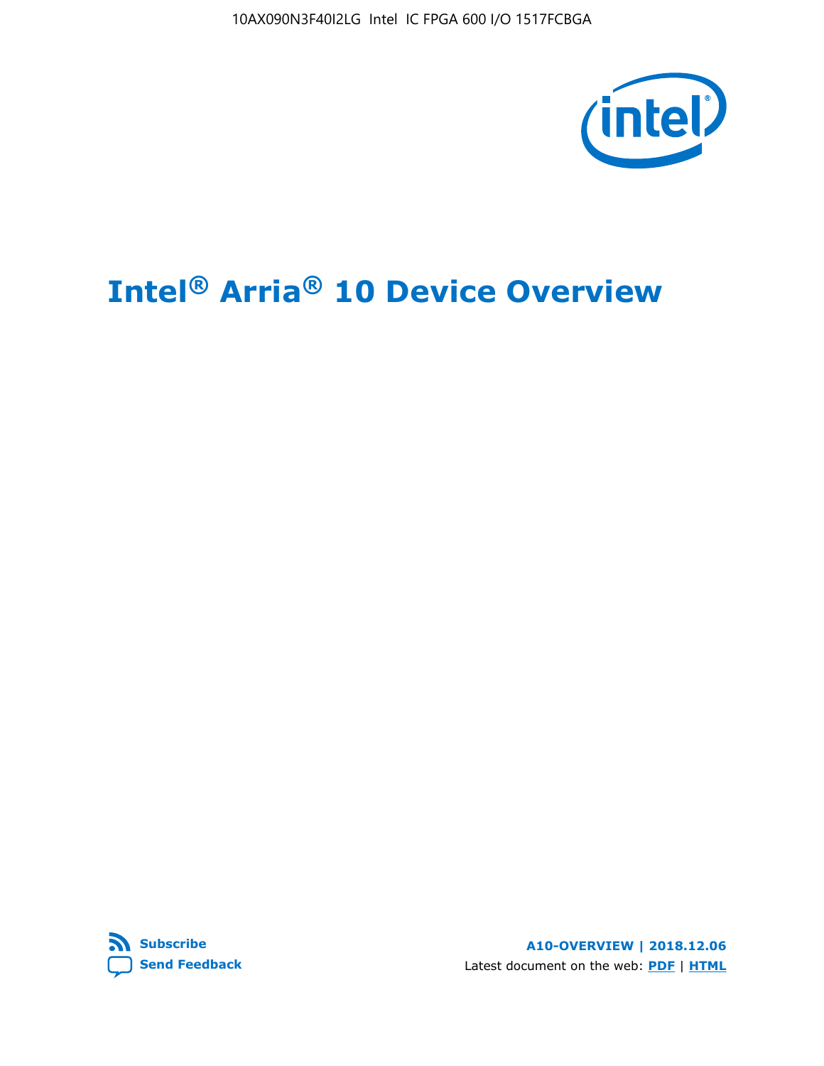# Intel® Arria® 10 Device Overview

Subscribe

Send Feedback

A10-OVERVIEW | 2018.12.06

Latest document on the web: PDF | HTML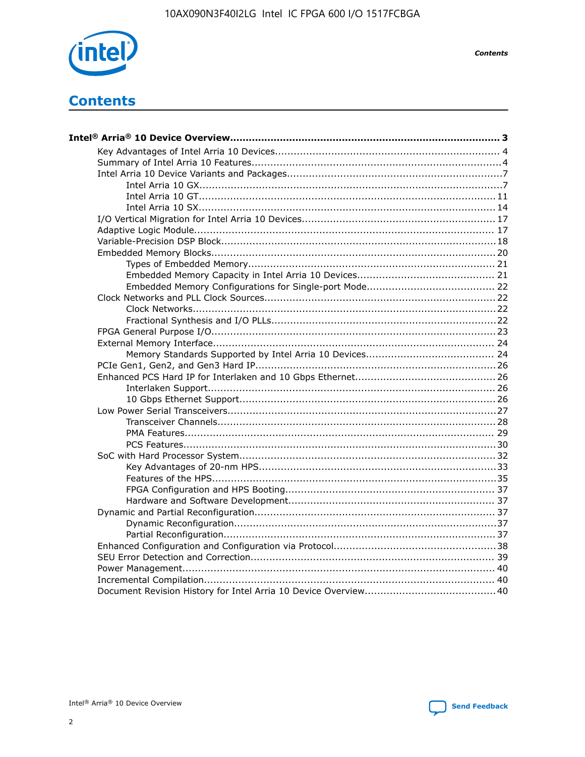# Contents

**Intel® Arria® 10 Device Overview.......................................................................................... 3**

- Key Advantages of Intel Arria 10 Devices........................................................................ 4
- Summary of Intel Arria 10 Features................................................................................4
- Intel Arria 10 Device Variants and Packages.....................................................................7
  - Intel Arria 10 GX.................................................................................................7
  - Intel Arria 10 GT............................................................................................... 11
  - Intel Arria 10 SX............................................................................................... 14
- I/O Vertical Migration for Intel Arria 10 Devices.............................................................. 17
- Adaptive Logic Module................................................................................................ 17
- Variable-Precision DSP Block.......................................................................................18
- Embedded Memory Blocks........................................................................................... 20
  - Types of Embedded Memory............................................................................... 21
  - Embedded Memory Capacity in Intel Arria 10 Devices............................................ 21
  - Embedded Memory Configurations for Single-port Mode......................................... 22
- Clock Networks and PLL Clock Sources......................................................................... 22
  - Clock Networks.................................................................................................22
  - Fractional Synthesis and I/O PLLs........................................................................22
- FPGA General Purpose I/O.......................................................................................... 23
- External Memory Interface.......................................................................................... 24
  - Memory Standards Supported by Intel Arria 10 Devices......................................... 24
- PCIe Gen1, Gen2, and Gen3 Hard IP............................................................................. 26
- Enhanced PCS Hard IP for Interlaken and 10 Gbps Ethernet............................................. 26
  - Interlaken Support............................................................................................ 26
  - 10 Gbps Ethernet Support.................................................................................. 26
- Low Power Serial Transceivers.....................................................................................27
  - Transceiver Channels.........................................................................................28
  - PMA Features................................................................................................... 29
  - PCS Features....................................................................................................30
- SoC with Hard Processor System..................................................................................32
  - Key Advantages of 20-nm HPS............................................................................33
  - Features of the HPS...........................................................................................35
  - FPGA Configuration and HPS Booting................................................................... 37
  - Hardware and Software Development.................................................................. 37
- Dynamic and Partial Reconfiguration.............................................................................37
  - Dynamic Reconfiguration....................................................................................37
  - Partial Reconfiguration.......................................................................................37
- Enhanced Configuration and Configuration via Protocol....................................................38
- SEU Error Detection and Correction.............................................................................. 39
- Power Management.................................................................................................... 40
- Incremental Compilation............................................................................................. 40
- Document Revision History for Intel Arria 10 Device Overview..........................................40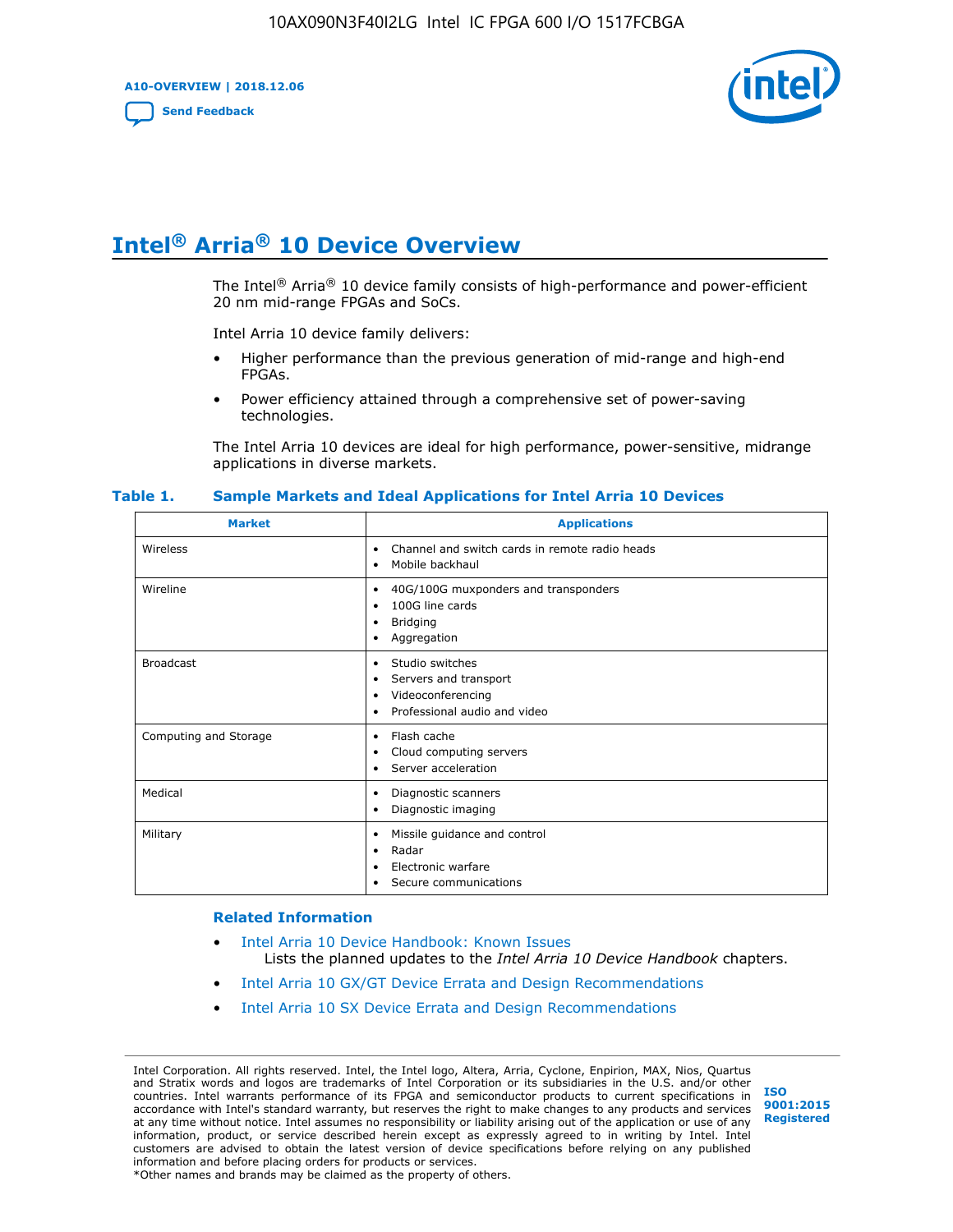# Intel® Arria® 10 Device Overview

The Intel® Arria® 10 device family consists of high-performance and power-efficient 20 nm mid-range FPGAs and SoCs.

Intel Arria 10 device family delivers:

- Higher performance than the previous generation of mid-range and high-end FPGAs.
- Power efficiency attained through a comprehensive set of power-saving technologies.

The Intel Arria 10 devices are ideal for high performance, power-sensitive, midrange applications in diverse markets.

**Table 1. Sample Markets and Ideal Applications for Intel Arria 10 Devices**

| Market | Applications |
|---|---|
| Wireless | • Channel and switch cards in remote radio heads<br>• Mobile backhaul |
| Wireline | • 40G/100G muxponders and transponders<br>• 100G line cards<br>• Bridging<br>• Aggregation |
| Broadcast | • Studio switches<br>• Servers and transport<br>• Videoconferencing<br>• Professional audio and video |
| Computing and Storage | • Flash cache<br>• Cloud computing servers<br>• Server acceleration |
| Medical | • Diagnostic scanners<br>• Diagnostic imaging |
| Military | • Missile guidance and control<br>• Radar<br>• Electronic warfare<br>• Secure communications |

### Related Information

- Intel Arria 10 Device Handbook: Known Issues
  Lists the planned updates to the *Intel Arria 10 Device Handbook* chapters.
- Intel Arria 10 GX/GT Device Errata and Design Recommendations
- Intel Arria 10 SX Device Errata and Design Recommendations

Intel Corporation. All rights reserved. Intel, the Intel logo, Altera, Arria, Cyclone, Enpirion, MAX, Nios, Quartus and Stratix words and logos are trademarks of Intel Corporation or its subsidiaries in the U.S. and/or other countries. Intel warrants performance of its FPGA and semiconductor products to current specifications in accordance with Intel's standard warranty, but reserves the right to make changes to any products and services at any time without notice. Intel assumes no responsibility or liability arising out of the application or use of any information, product, or service described herein except as expressly agreed to in writing by Intel. Intel customers are advised to obtain the latest version of device specifications before relying on any published information and before placing orders for products or services.
*Other names and brands may be claimed as the property of others.

ISO 9001:2015 Registered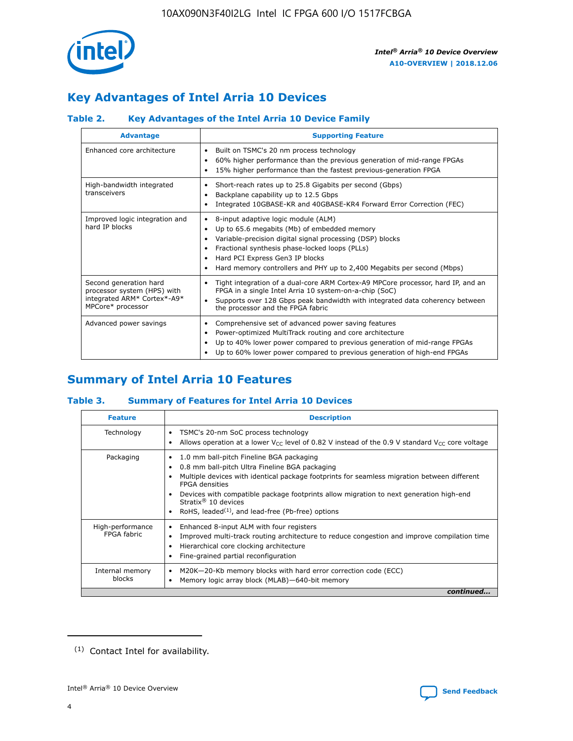## Key Advantages of Intel Arria 10 Devices

### Table 2. Key Advantages of the Intel Arria 10 Device Family

| Advantage | Supporting Feature |
|---|---|
| Enhanced core architecture | • Built on TSMC's 20 nm process technology<br>• 60% higher performance than the previous generation of mid-range FPGAs<br>• 15% higher performance than the fastest previous-generation FPGA |
| High-bandwidth integrated transceivers | • Short-reach rates up to 25.8 Gigabits per second (Gbps)<br>• Backplane capability up to 12.5 Gbps<br>• Integrated 10GBASE-KR and 40GBASE-KR4 Forward Error Correction (FEC) |
| Improved logic integration and hard IP blocks | • 8-input adaptive logic module (ALM)<br>• Up to 65.6 megabits (Mb) of embedded memory<br>• Variable-precision digital signal processing (DSP) blocks<br>• Fractional synthesis phase-locked loops (PLLs)<br>• Hard PCI Express Gen3 IP blocks<br>• Hard memory controllers and PHY up to 2,400 Megabits per second (Mbps) |
| Second generation hard processor system (HPS) with integrated ARM* Cortex*-A9* MPCore* processor | • Tight integration of a dual-core ARM Cortex-A9 MPCore processor, hard IP, and an FPGA in a single Intel Arria 10 system-on-a-chip (SoC)<br>• Supports over 128 Gbps peak bandwidth with integrated data coherency between the processor and the FPGA fabric |
| Advanced power savings | • Comprehensive set of advanced power saving features<br>• Power-optimized MultiTrack routing and core architecture<br>• Up to 40% lower power compared to previous generation of mid-range FPGAs<br>• Up to 60% lower power compared to previous generation of high-end FPGAs |

## Summary of Intel Arria 10 Features

### Table 3. Summary of Features for Intel Arria 10 Devices

| Feature | Description |
|---|---|
| Technology | • TSMC's 20-nm SoC process technology<br>• Allows operation at a lower $V_{CC}$ level of 0.82 V instead of the 0.9 V standard $V_{CC}$ core voltage |
| Packaging | • 1.0 mm ball-pitch Fineline BGA packaging<br>• 0.8 mm ball-pitch Ultra Fineline BGA packaging<br>• Multiple devices with identical package footprints for seamless migration between different FPGA densities<br>• Devices with compatible package footprints allow migration to next generation high-end Stratix® 10 devices<br>• RoHS, leaded[1], and lead-free (Pb-free) options |
| High-performance FPGA fabric | • Enhanced 8-input ALM with four registers<br>• Improved multi-track routing architecture to reduce congestion and improve compilation time<br>• Hierarchical core clocking architecture<br>• Fine-grained partial reconfiguration |
| Internal memory blocks | • M20K—20-Kb memory blocks with hard error correction code (ECC)<br>• Memory logic array block (MLAB)—640-bit memory |

*continued...*

(1) Contact Intel for availability.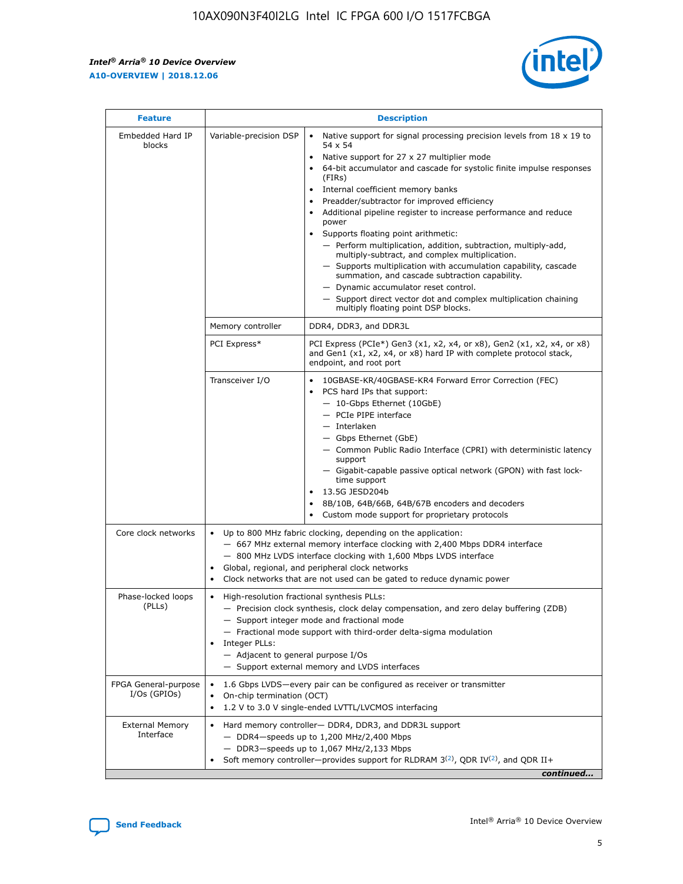| Feature | Description | |
|---|---|---|
| Embedded Hard IP blocks | Variable-precision DSP | • Native support for signal processing precision levels from 18 x 19 to 54 x 54<br>• Native support for 27 x 27 multiplier mode<br>• 64-bit accumulator and cascade for systolic finite impulse responses (FIRs)<br>• Internal coefficient memory banks<br>• Preadder/subtractor for improved efficiency<br>• Additional pipeline register to increase performance and reduce power<br>• Supports floating point arithmetic:<br>— Perform multiplication, addition, subtraction, multiply-add, multiply-subtract, and complex multiplication.<br>— Supports multiplication with accumulation capability, cascade summation, and cascade subtraction capability.<br>— Dynamic accumulator reset control.<br>— Support direct vector dot and complex multiplication chaining multiply floating point DSP blocks. |
| | Memory controller | DDR4, DDR3, and DDR3L |
| | PCI Express* | PCI Express (PCIe*) Gen3 (x1, x2, x4, or x8), Gen2 (x1, x2, x4, or x8) and Gen1 (x1, x2, x4, or x8) hard IP with complete protocol stack, endpoint, and root port |
| | Transceiver I/O | • 10GBASE-KR/40GBASE-KR4 Forward Error Correction (FEC)<br>• PCS hard IPs that support:<br>— 10-Gbps Ethernet (10GbE)<br>— PCIe PIPE interface<br>— Interlaken<br>— Gbps Ethernet (GbE)<br>— Common Public Radio Interface (CPRI) with deterministic latency support<br>— Gigabit-capable passive optical network (GPON) with fast lock-time support<br>• 13.5G JESD204b<br>• 8B/10B, 64B/66B, 64B/67B encoders and decoders<br>• Custom mode support for proprietary protocols |
| Core clock networks | • Up to 800 MHz fabric clocking, depending on the application:<br>— 667 MHz external memory interface clocking with 2,400 Mbps DDR4 interface<br>— 800 MHz LVDS interface clocking with 1,600 Mbps LVDS interface<br>• Global, regional, and peripheral clock networks<br>• Clock networks that are not used can be gated to reduce dynamic power | |
| Phase-locked loops (PLLs) | • High-resolution fractional synthesis PLLs:<br>— Precision clock synthesis, clock delay compensation, and zero delay buffering (ZDB)<br>— Support integer mode and fractional mode<br>— Fractional mode support with third-order delta-sigma modulation<br>• Integer PLLs:<br>— Adjacent to general purpose I/Os<br>— Support external memory and LVDS interfaces | |
| FPGA General-purpose I/Os (GPIOs) | • 1.6 Gbps LVDS—every pair can be configured as receiver or transmitter<br>• On-chip termination (OCT)<br>• 1.2 V to 3.0 V single-ended LVTTL/LVCMOS interfacing | |
| External Memory Interface | • Hard memory controller— DDR4, DDR3, and DDR3L support<br>— DDR4—speeds up to 1,200 MHz/2,400 Mbps<br>— DDR3—speeds up to 1,067 MHz/2,133 Mbps<br>• Soft memory controller—provides support for RLDRAM 3[(2)], QDR IV[(2)], and QDR II+ | |

*continued...*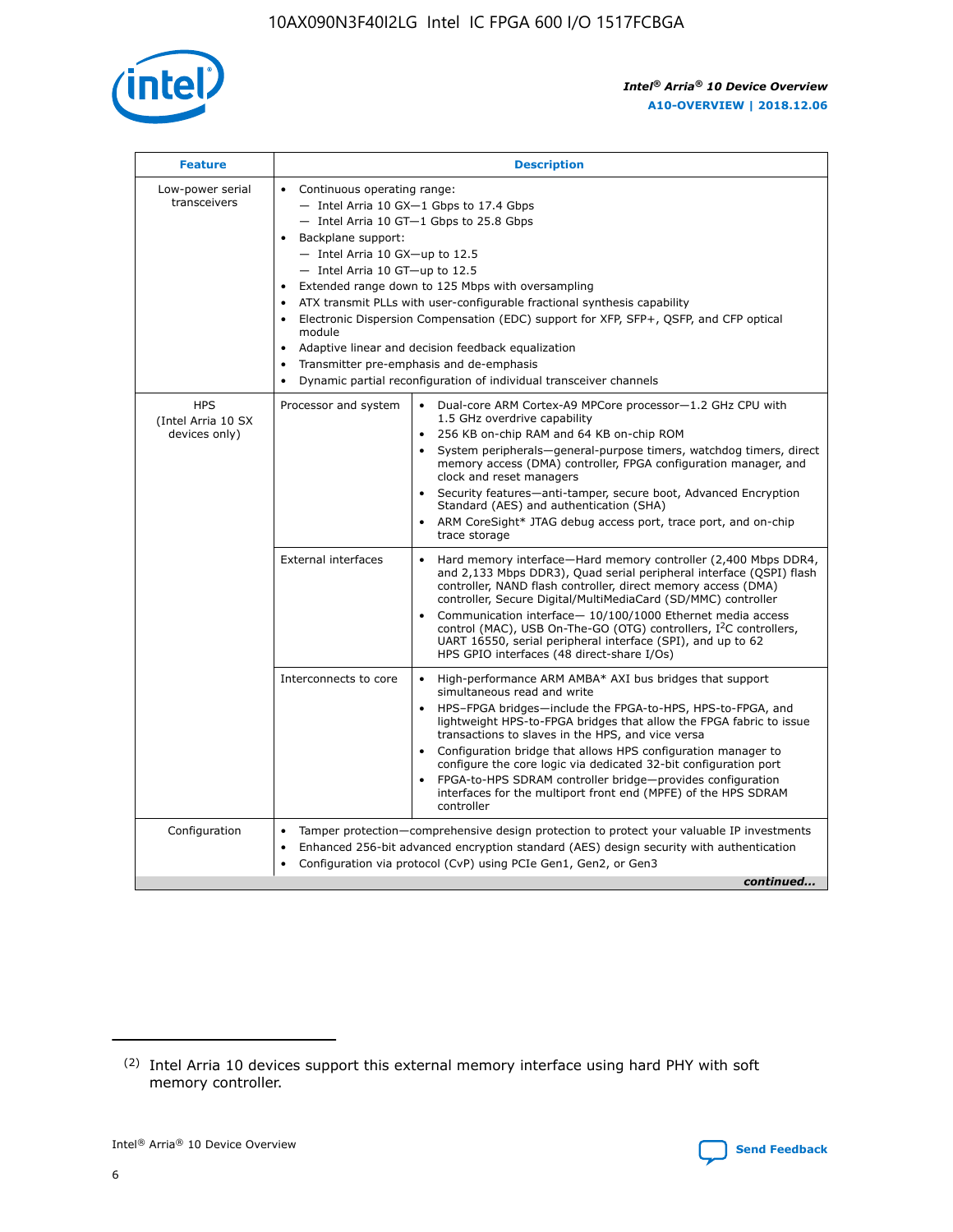| Feature | Description | |
|---|---|---|
| Low-power serial transceivers | • Continuous operating range:<br>— Intel Arria 10 GX—1 Gbps to 17.4 Gbps<br>— Intel Arria 10 GT—1 Gbps to 25.8 Gbps<br>• Backplane support:<br>— Intel Arria 10 GX—up to 12.5<br>— Intel Arria 10 GT—up to 12.5<br>• Extended range down to 125 Mbps with oversampling<br>• ATX transmit PLLs with user-configurable fractional synthesis capability<br>• Electronic Dispersion Compensation (EDC) support for XFP, SFP+, QSFP, and CFP optical module<br>• Adaptive linear and decision feedback equalization<br>• Transmitter pre-emphasis and de-emphasis<br>• Dynamic partial reconfiguration of individual transceiver channels | |
| HPS (Intel Arria 10 SX devices only) | Processor and system | • Dual-core ARM Cortex-A9 MPCore processor—1.2 GHz CPU with 1.5 GHz overdrive capability<br>• 256 KB on-chip RAM and 64 KB on-chip ROM<br>• System peripherals—general-purpose timers, watchdog timers, direct memory access (DMA) controller, FPGA configuration manager, and clock and reset managers<br>• Security features—anti-tamper, secure boot, Advanced Encryption Standard (AES) and authentication (SHA)<br>• ARM CoreSight* JTAG debug access port, trace port, and on-chip trace storage |
| | External interfaces | • Hard memory interface—Hard memory controller (2,400 Mbps DDR4, and 2,133 Mbps DDR3), Quad serial peripheral interface (QSPI) flash controller, NAND flash controller, direct memory access (DMA) controller, Secure Digital/MultiMediaCard (SD/MMC) controller<br>• Communication interface— 10/100/1000 Ethernet media access control (MAC), USB On-The-GO (OTG) controllers, I²C controllers, UART 16550, serial peripheral interface (SPI), and up to 62 HPS GPIO interfaces (48 direct-share I/Os) |
| | Interconnects to core | • High-performance ARM AMBA* AXI bus bridges that support simultaneous read and write<br>• HPS–FPGA bridges—include the FPGA-to-HPS, HPS-to-FPGA, and lightweight HPS-to-FPGA bridges that allow the FPGA fabric to issue transactions to slaves in the HPS, and vice versa<br>• Configuration bridge that allows HPS configuration manager to configure the core logic via dedicated 32-bit configuration port<br>• FPGA-to-HPS SDRAM controller bridge—provides configuration interfaces for the multiport front end (MPFE) of the HPS SDRAM controller |
| Configuration | • Tamper protection—comprehensive design protection to protect your valuable IP investments<br>• Enhanced 256-bit advanced encryption standard (AES) design security with authentication<br>• Configuration via protocol (CvP) using PCIe Gen1, Gen2, or Gen3 | |

*continued...*

(2) Intel Arria 10 devices support this external memory interface using hard PHY with soft memory controller.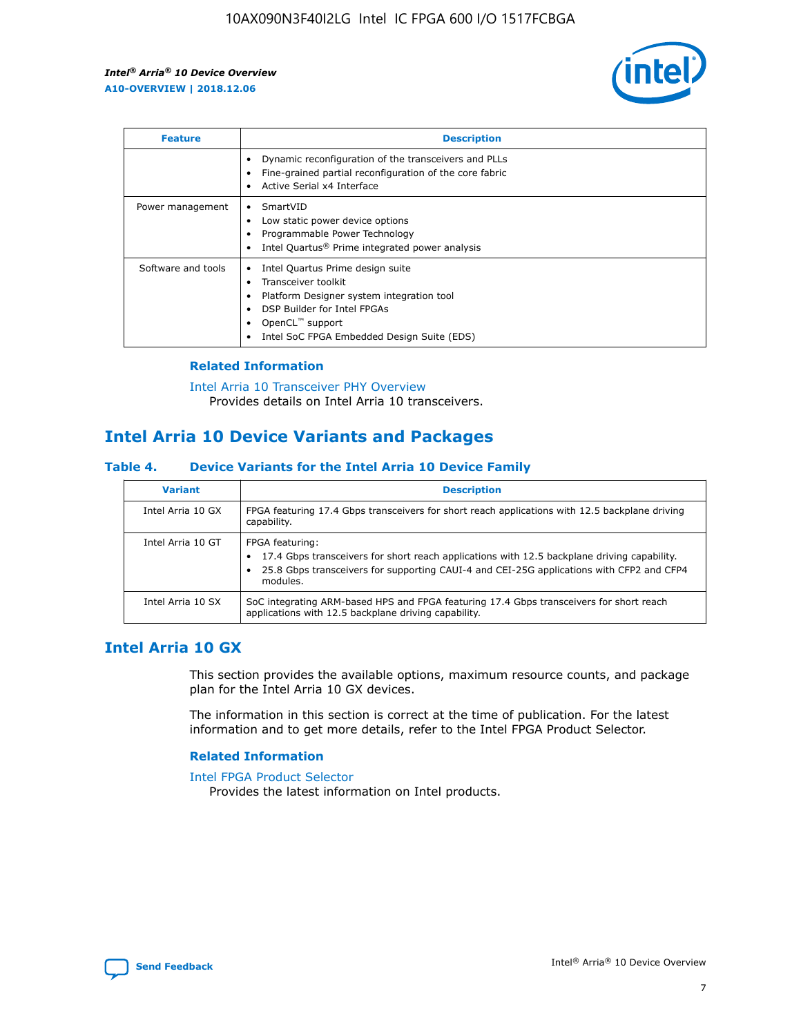| Feature | Description |
| --- | --- |
| | • Dynamic reconfiguration of the transceivers and PLLs<br>• Fine-grained partial reconfiguration of the core fabric<br>• Active Serial x4 Interface |
| Power management | • SmartVID<br>• Low static power device options<br>• Programmable Power Technology<br>• Intel Quartus® Prime integrated power analysis |
| Software and tools | • Intel Quartus Prime design suite<br>• Transceiver toolkit<br>• Platform Designer system integration tool<br>• DSP Builder for Intel FPGAs<br>• OpenCL™ support<br>• Intel SoC FPGA Embedded Design Suite (EDS) |

### Related Information

Intel Arria 10 Transceiver PHY Overview
Provides details on Intel Arria 10 transceivers.

## Intel Arria 10 Device Variants and Packages

### Table 4. Device Variants for the Intel Arria 10 Device Family

| Variant | Description |
| --- | --- |
| Intel Arria 10 GX | FPGA featuring 17.4 Gbps transceivers for short reach applications with 12.5 backplane driving capability. |
| Intel Arria 10 GT | FPGA featuring:<br>• 17.4 Gbps transceivers for short reach applications with 12.5 backplane driving capability.<br>• 25.8 Gbps transceivers for supporting CAUI-4 and CEI-25G applications with CFP2 and CFP4 modules. |
| Intel Arria 10 SX | SoC integrating ARM-based HPS and FPGA featuring 17.4 Gbps transceivers for short reach applications with 12.5 backplane driving capability. |

## Intel Arria 10 GX

This section provides the available options, maximum resource counts, and package plan for the Intel Arria 10 GX devices.

The information in this section is correct at the time of publication. For the latest information and to get more details, refer to the Intel FPGA Product Selector.

### Related Information

Intel FPGA Product Selector
Provides the latest information on Intel products.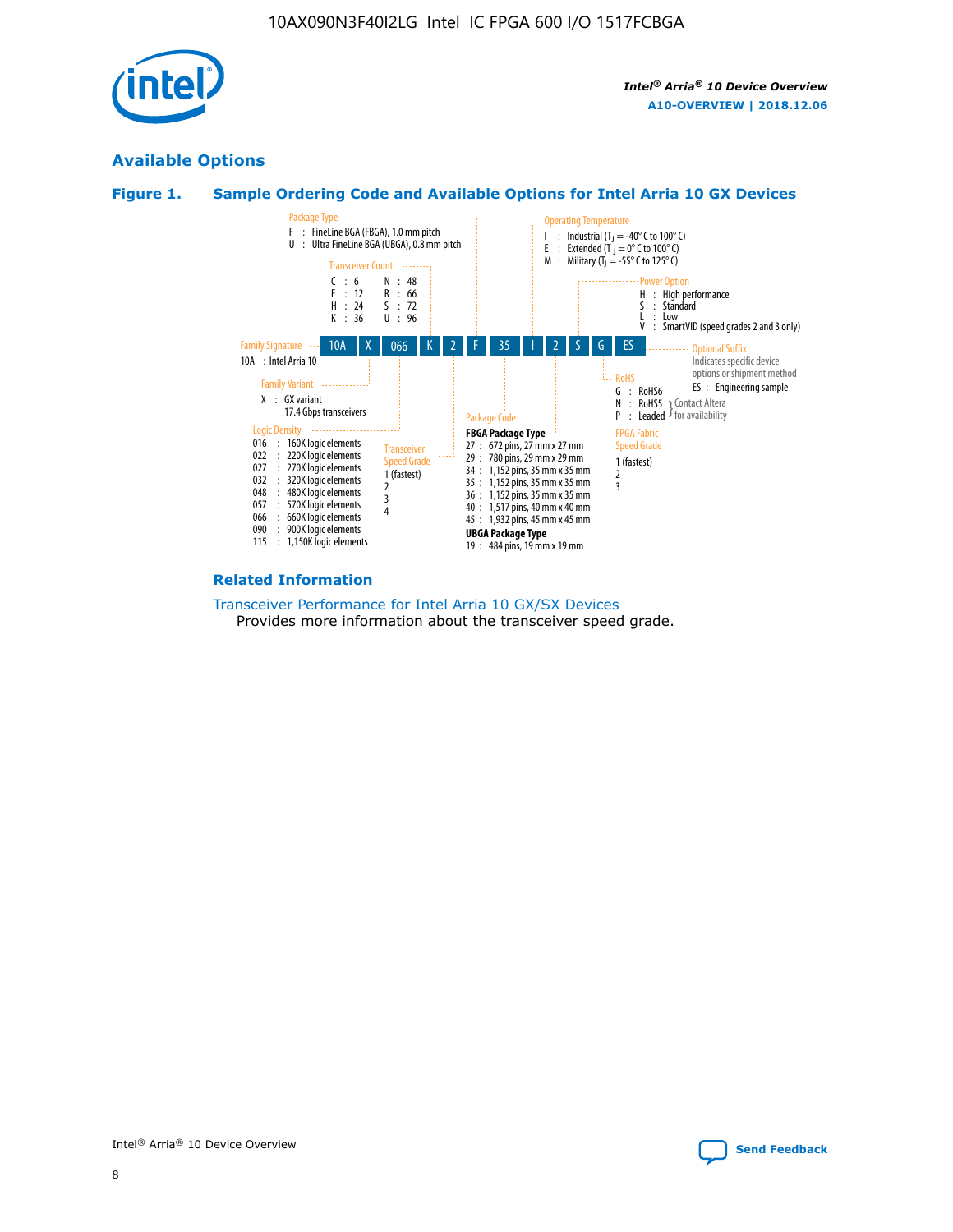## Available Options

### Figure 1. Sample Ordering Code and Available Options for Intel Arria 10 GX Devices

10A X 066 K 2 F 35 I 2 S G ES

Family Signature
10A : Intel Arria 10

Family Variant
X : GX variant
17.4 Gbps transceivers

Logic Density
016 : 160K logic elements
022 : 220K logic elements
027 : 270K logic elements
032 : 320K logic elements
048 : 480K logic elements
057 : 570K logic elements
066 : 660K logic elements
090 : 900K logic elements
115 : 1,150K logic elements

Transceiver Count
C : 6
E : 12
H : 24
K : 36
N : 48
R : 66
S : 72
U : 96

Transceiver Speed Grade
1 (fastest)
2
3
4

Package Type
F : FineLine BGA (FBGA), 1.0 mm pitch
U : Ultra FineLine BGA (UBGA), 0.8 mm pitch

Package Code
**FBGA Package Type**
27 : 672 pins, 27 mm x 27 mm
29 : 780 pins, 29 mm x 29 mm
34 : 1,152 pins, 35 mm x 35 mm
35 : 1,152 pins, 35 mm x 35 mm
36 : 1,152 pins, 35 mm x 35 mm
40 : 1,517 pins, 40 mm x 40 mm
45 : 1,932 pins, 45 mm x 45 mm
**UBGA Package Type**
19 : 484 pins, 19 mm x 19 mm

Operating Temperature
I : Industrial ($T_J$ = -40° C to 100° C)
E : Extended ($T_J$ = 0° C to 100° C)
M : Military ($T_J$ = -55° C to 125° C)

FPGA Fabric Speed Grade
1 (fastest)
2
3

Power Option
H : High performance
S : Standard
L : Low
V : SmartVID (speed grades 2 and 3 only)

RoHS
G : RoHS6
N : RoHS5
P : Leaded
Contact Altera for availability

Optional Suffix
Indicates specific device options or shipment method
ES : Engineering sample

### Related Information

Transceiver Performance for Intel Arria 10 GX/SX Devices
Provides more information about the transceiver speed grade.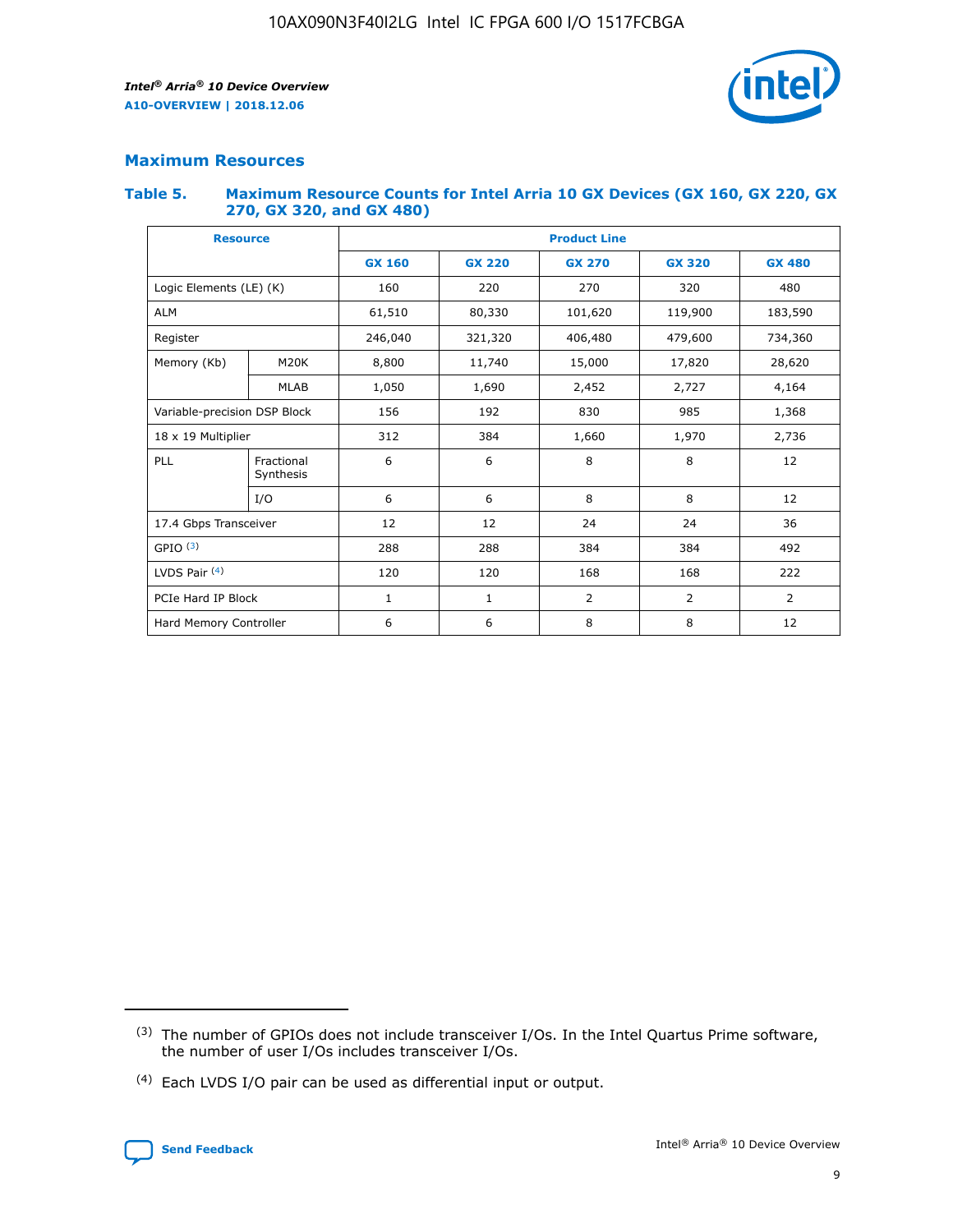## Maximum Resources

### Table 5. Maximum Resource Counts for Intel Arria 10 GX Devices (GX 160, GX 220, GX 270, GX 320, and GX 480)

| Resource | | Product Line | | | | |
|---|---|---|---|---|---|---|
| | | GX 160 | GX 220 | GX 270 | GX 320 | GX 480 |
| Logic Elements (LE) (K) | | 160 | 220 | 270 | 320 | 480 |
| ALM | | 61,510 | 80,330 | 101,620 | 119,900 | 183,590 |
| Register | | 246,040 | 321,320 | 406,480 | 479,600 | 734,360 |
| Memory (Kb) | M20K | 8,800 | 11,740 | 15,000 | 17,820 | 28,620 |
| | MLAB | 1,050 | 1,690 | 2,452 | 2,727 | 4,164 |
| Variable-precision DSP Block | | 156 | 192 | 830 | 985 | 1,368 |
| 18 x 19 Multiplier | | 312 | 384 | 1,660 | 1,970 | 2,736 |
| PLL | Fractional Synthesis | 6 | 6 | 8 | 8 | 12 |
| | I/O | 6 | 6 | 8 | 8 | 12 |
| 17.4 Gbps Transceiver | | 12 | 12 | 24 | 24 | 36 |
| GPIO [3] | | 288 | 288 | 384 | 384 | 492 |
| LVDS Pair [4] | | 120 | 120 | 168 | 168 | 222 |
| PCIe Hard IP Block | | 1 | 1 | 2 | 2 | 2 |
| Hard Memory Controller | | 6 | 6 | 8 | 8 | 12 |

(3) The number of GPIOs does not include transceiver I/Os. In the Intel Quartus Prime software, the number of user I/Os includes transceiver I/Os.

(4) Each LVDS I/O pair can be used as differential input or output.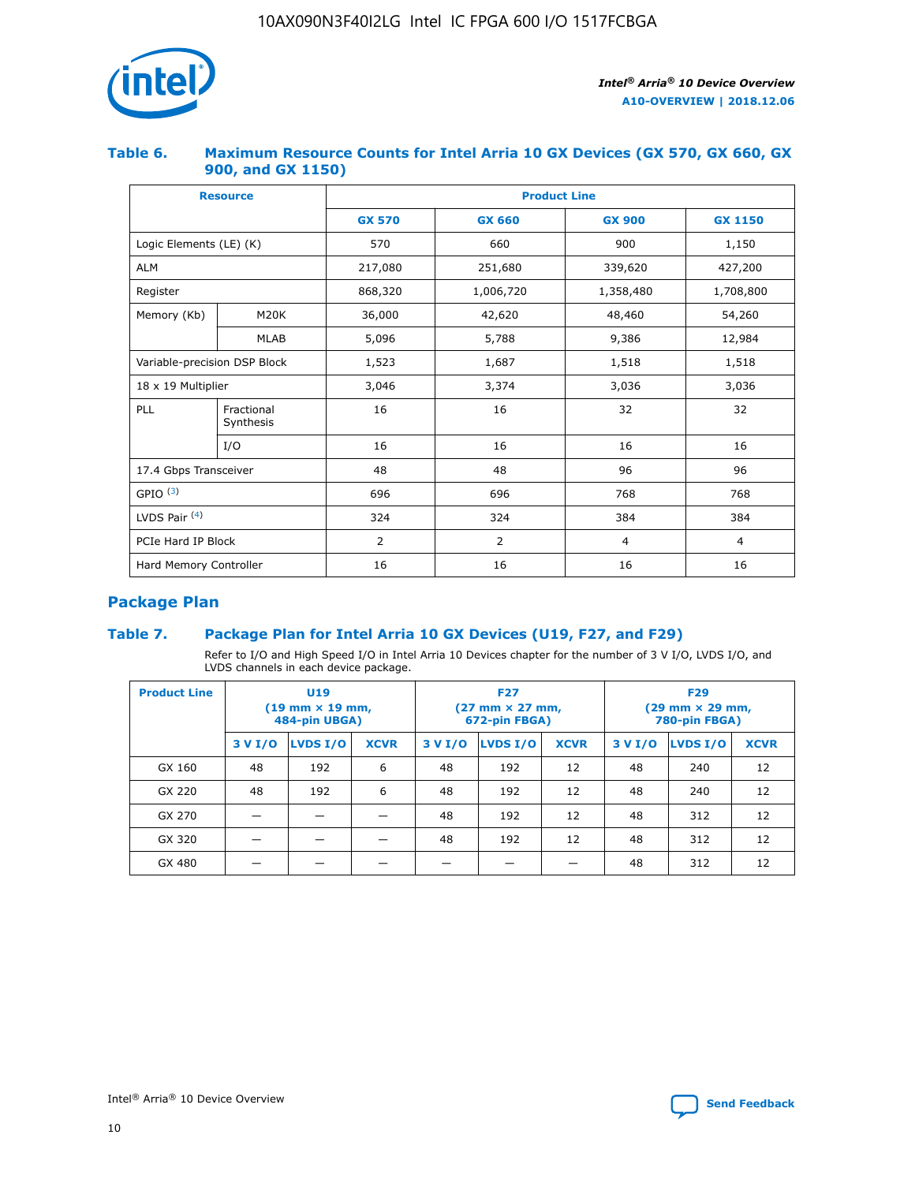## Table 6. Maximum Resource Counts for Intel Arria 10 GX Devices (GX 570, GX 660, GX 900, and GX 1150)

| Resource | | Product Line | | | |
|---|---|---|---|---|---|
| | | GX 570 | GX 660 | GX 900 | GX 1150 |
| Logic Elements (LE) (K) | | 570 | 660 | 900 | 1,150 |
| ALM | | 217,080 | 251,680 | 339,620 | 427,200 |
| Register | | 868,320 | 1,006,720 | 1,358,480 | 1,708,800 |
| Memory (Kb) | M20K | 36,000 | 42,620 | 48,460 | 54,260 |
| | MLAB | 5,096 | 5,788 | 9,386 | 12,984 |
| Variable-precision DSP Block | | 1,523 | 1,687 | 1,518 | 1,518 |
| 18 x 19 Multiplier | | 3,046 | 3,374 | 3,036 | 3,036 |
| PLL | Fractional Synthesis | 16 | 16 | 32 | 32 |
| | I/O | 16 | 16 | 16 | 16 |
| 17.4 Gbps Transceiver | | 48 | 48 | 96 | 96 |
| GPIO [3] | | 696 | 696 | 768 | 768 |
| LVDS Pair [4] | | 324 | 324 | 384 | 384 |
| PCIe Hard IP Block | | 2 | 2 | 4 | 4 |
| Hard Memory Controller | | 16 | 16 | 16 | 16 |

## Package Plan

### Table 7. Package Plan for Intel Arria 10 GX Devices (U19, F27, and F29)

Refer to I/O and High Speed I/O in Intel Arria 10 Devices chapter for the number of 3 V I/O, LVDS I/O, and LVDS channels in each device package.

| Product Line | U19 (19 mm × 19 mm, 484-pin UBGA) | | | F27 (27 mm × 27 mm, 672-pin FBGA) | | | F29 (29 mm × 29 mm, 780-pin FBGA) | | |
|---|---|---|---|---|---|---|---|---|---|
| | 3 V I/O | LVDS I/O | XCVR | 3 V I/O | LVDS I/O | XCVR | 3 V I/O | LVDS I/O | XCVR |
| GX 160 | 48 | 192 | 6 | 48 | 192 | 12 | 48 | 240 | 12 |
| GX 220 | 48 | 192 | 6 | 48 | 192 | 12 | 48 | 240 | 12 |
| GX 270 | — | — | — | 48 | 192 | 12 | 48 | 312 | 12 |
| GX 320 | — | — | — | 48 | 192 | 12 | 48 | 312 | 12 |
| GX 480 | — | — | — | — | — | — | 48 | 312 | 12 |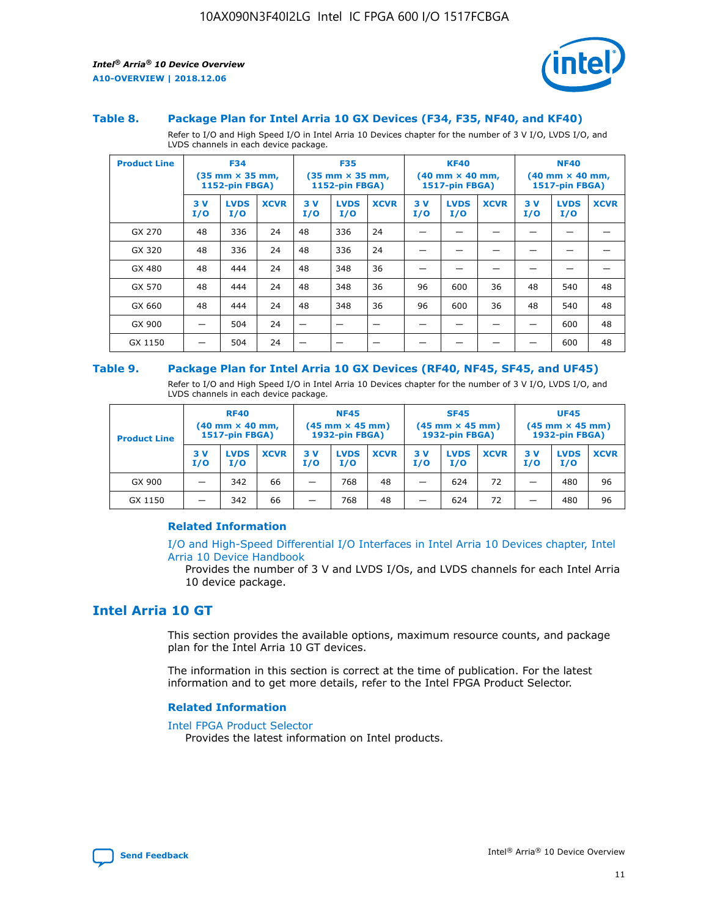### Table 8. Package Plan for Intel Arria 10 GX Devices (F34, F35, NF40, and KF40)

Refer to I/O and High Speed I/O in Intel Arria 10 Devices chapter for the number of 3 V I/O, LVDS I/O, and LVDS channels in each device package.

| Product Line | F34 (35 mm × 35 mm, 1152-pin FBGA) | | | F35 (35 mm × 35 mm, 1152-pin FBGA) | | | KF40 (40 mm × 40 mm, 1517-pin FBGA) | | | NF40 (40 mm × 40 mm, 1517-pin FBGA) | | |
|---|---|---|---|---|---|---|---|---|---|---|---|---|
| | 3 V I/O | LVDS I/O | XCVR | 3 V I/O | LVDS I/O | XCVR | 3 V I/O | LVDS I/O | XCVR | 3 V I/O | LVDS I/O | XCVR |
| GX 270 | 48 | 336 | 24 | 48 | 336 | 24 | — | — | — | — | — | — |
| GX 320 | 48 | 336 | 24 | 48 | 336 | 24 | — | — | — | — | — | — |
| GX 480 | 48 | 444 | 24 | 48 | 348 | 36 | — | — | — | — | — | — |
| GX 570 | 48 | 444 | 24 | 48 | 348 | 36 | 96 | 600 | 36 | 48 | 540 | 48 |
| GX 660 | 48 | 444 | 24 | 48 | 348 | 36 | 96 | 600 | 36 | 48 | 540 | 48 |
| GX 900 | — | 504 | 24 | — | — | — | — | — | — | — | 600 | 48 |
| GX 1150 | — | 504 | 24 | — | — | — | — | — | — | — | 600 | 48 |

### Table 9. Package Plan for Intel Arria 10 GX Devices (RF40, NF45, SF45, and UF45)

Refer to I/O and High Speed I/O in Intel Arria 10 Devices chapter for the number of 3 V I/O, LVDS I/O, and LVDS channels in each device package.

| Product Line | RF40 (40 mm × 40 mm, 1517-pin FBGA) | | | NF45 (45 mm × 45 mm) 1932-pin FBGA) | | | SF45 (45 mm × 45 mm) 1932-pin FBGA) | | | UF45 (45 mm × 45 mm) 1932-pin FBGA) | | |
|---|---|---|---|---|---|---|---|---|---|---|---|---|
| | 3 V I/O | LVDS I/O | XCVR | 3 V I/O | LVDS I/O | XCVR | 3 V I/O | LVDS I/O | XCVR | 3 V I/O | LVDS I/O | XCVR |
| GX 900 | — | 342 | 66 | — | 768 | 48 | — | 624 | 72 | — | 480 | 96 |
| GX 1150 | — | 342 | 66 | — | 768 | 48 | — | 624 | 72 | — | 480 | 96 |

#### Related Information

I/O and High-Speed Differential I/O Interfaces in Intel Arria 10 Devices chapter, Intel Arria 10 Device Handbook

Provides the number of 3 V and LVDS I/Os, and LVDS channels for each Intel Arria 10 device package.

## Intel Arria 10 GT

This section provides the available options, maximum resource counts, and package plan for the Intel Arria 10 GT devices.

The information in this section is correct at the time of publication. For the latest information and to get more details, refer to the Intel FPGA Product Selector.

#### Related Information

Intel FPGA Product Selector

Provides the latest information on Intel products.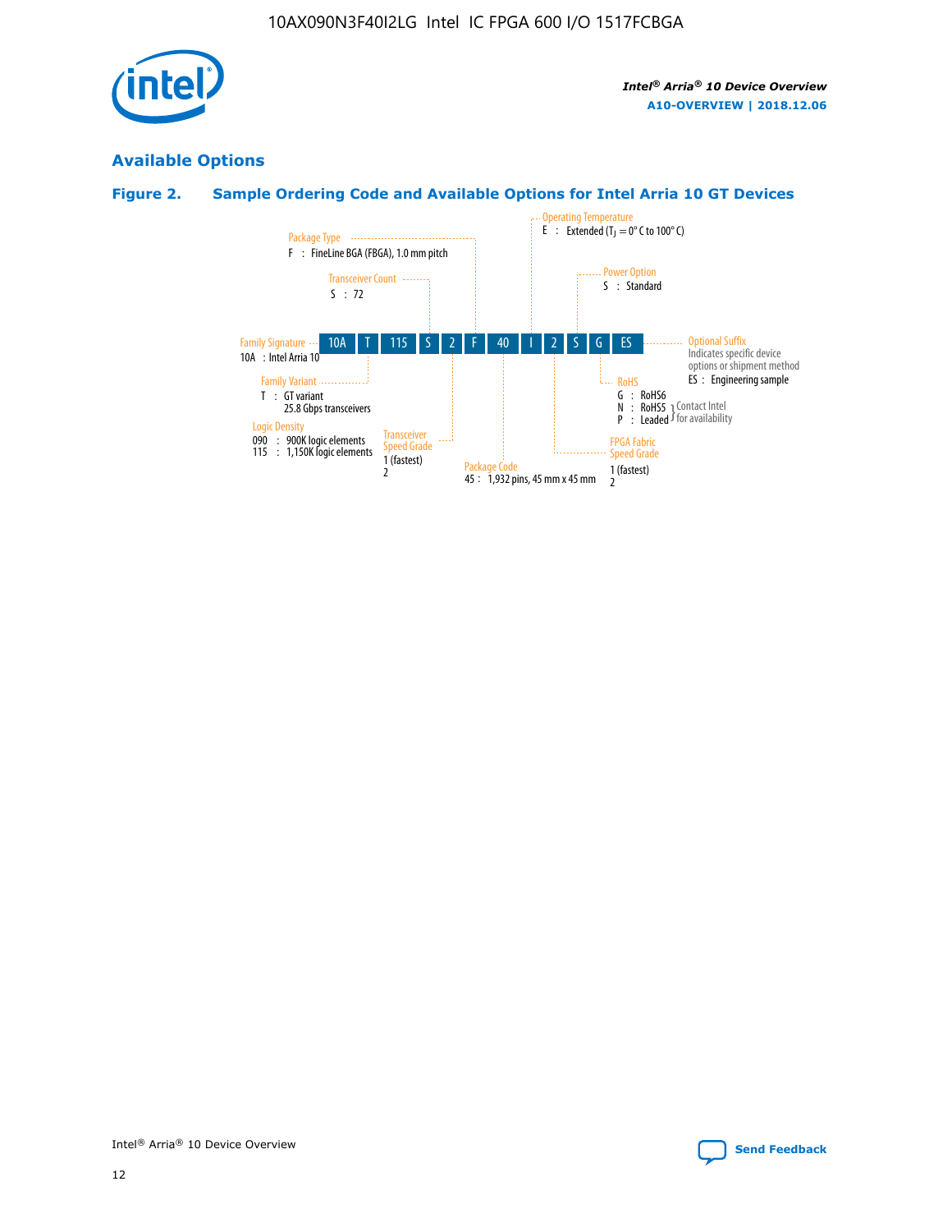## Available Options

### Figure 2. Sample Ordering Code and Available Options for Intel Arria 10 GT Devices

10A T 115 S 2 F 40 I 2 S G ES

Family Signature
10A : Intel Arria 10

Family Variant
T : GT variant
25.8 Gbps transceivers

Logic Density
090 : 900K logic elements
115 : 1,150K logic elements

Transceiver Count
S : 72

Transceiver Speed Grade
1 (fastest)
2

Package Type
F : FineLine BGA (FBGA), 1.0 mm pitch

Package Code
45 : 1,932 pins, 45 mm x 45 mm

Operating Temperature
E : Extended ($T_J$ = 0° C to 100° C)

FPGA Fabric Speed Grade
1 (fastest)
2

Power Option
S : Standard

RoHS
G : RoHS6
N : RoHS5
P : Leaded
Contact Intel for availability (N, P)

Optional Suffix
Indicates specific device options or shipment method
ES : Engineering sample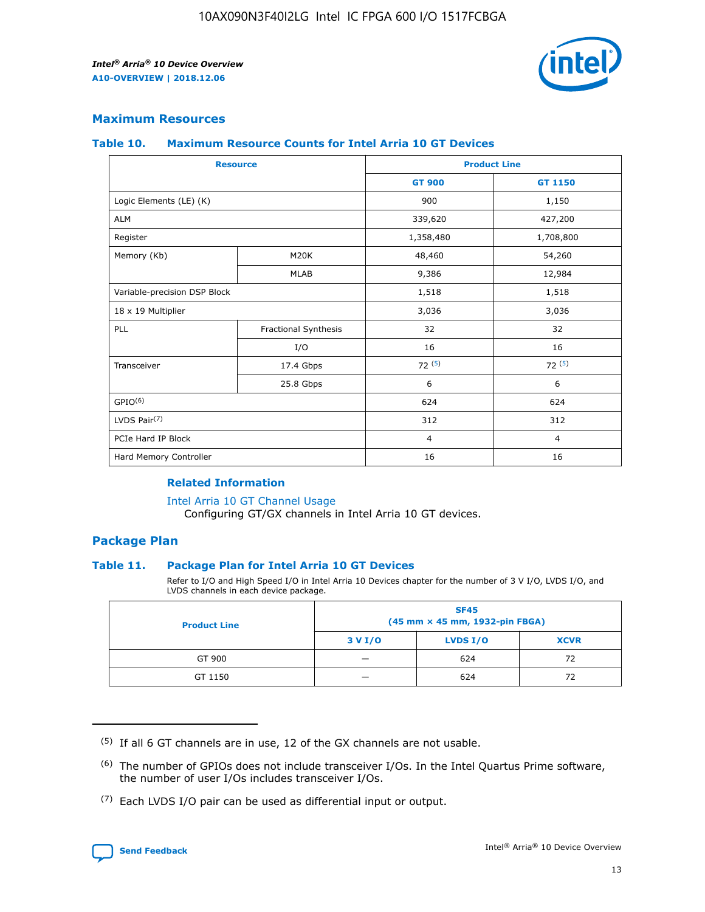## Maximum Resources

### Table 10. Maximum Resource Counts for Intel Arria 10 GT Devices

| Resource | | Product Line | |
|---|---|---|---|
| | | GT 900 | GT 1150 |
| Logic Elements (LE) (K) | | 900 | 1,150 |
| ALM | | 339,620 | 427,200 |
| Register | | 1,358,480 | 1,708,800 |
| Memory (Kb) | M20K | 48,460 | 54,260 |
| | MLAB | 9,386 | 12,984 |
| Variable-precision DSP Block | | 1,518 | 1,518 |
| 18 x 19 Multiplier | | 3,036 | 3,036 |
| PLL | Fractional Synthesis | 32 | 32 |
| | I/O | 16 | 16 |
| Transceiver | 17.4 Gbps | 72 [(5)] | 72 [(5)] |
| | 25.8 Gbps | 6 | 6 |
| GPIO[(6)] | | 624 | 624 |
| LVDS Pair[(7)] | | 312 | 312 |
| PCIe Hard IP Block | | 4 | 4 |
| Hard Memory Controller | | 16 | 16 |

#### Related Information

Intel Arria 10 GT Channel Usage
Configuring GT/GX channels in Intel Arria 10 GT devices.

## Package Plan

### Table 11. Package Plan for Intel Arria 10 GT Devices

Refer to I/O and High Speed I/O in Intel Arria 10 Devices chapter for the number of 3 V I/O, LVDS I/O, and LVDS channels in each device package.

| Product Line | SF45 (45 mm × 45 mm, 1932-pin FBGA) | | |
|---|---|---|---|
| | 3 V I/O | LVDS I/O | XCVR |
| GT 900 | — | 624 | 72 |
| GT 1150 | — | 624 | 72 |

---

(5) If all 6 GT channels are in use, 12 of the GX channels are not usable.

(6) The number of GPIOs does not include transceiver I/Os. In the Intel Quartus Prime software, the number of user I/Os includes transceiver I/Os.

(7) Each LVDS I/O pair can be used as differential input or output.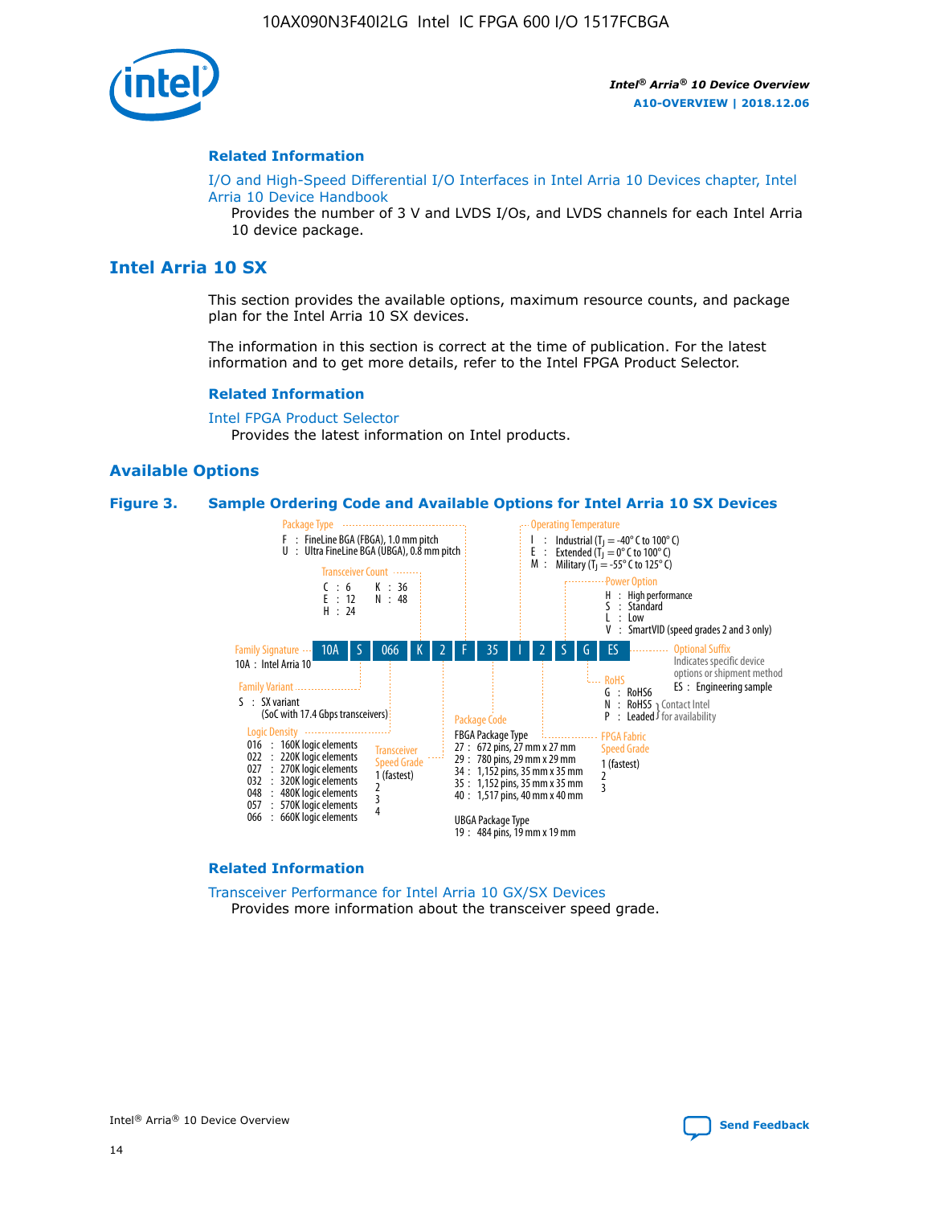#### Related Information

I/O and High-Speed Differential I/O Interfaces in Intel Arria 10 Devices chapter, Intel Arria 10 Device Handbook

Provides the number of 3 V and LVDS I/Os, and LVDS channels for each Intel Arria 10 device package.

## Intel Arria 10 SX

This section provides the available options, maximum resource counts, and package plan for the Intel Arria 10 SX devices.

The information in this section is correct at the time of publication. For the latest information and to get more details, refer to the Intel FPGA Product Selector.

#### Related Information

Intel FPGA Product Selector

Provides the latest information on Intel products.

### Available Options

**Figure 3. Sample Ordering Code and Available Options for Intel Arria 10 SX Devices**

10A S 066 K 2 F 35 I 2 S G ES

Family Signature
10A : Intel Arria 10

Family Variant
S : SX variant (SoC with 17.4 Gbps transceivers)

Logic Density
016 : 160K logic elements
022 : 220K logic elements
027 : 270K logic elements
032 : 320K logic elements
048 : 480K logic elements
057 : 570K logic elements
066 : 660K logic elements

Transceiver Count
C : 6
E : 12
H : 24
K : 36
N : 48

Transceiver Speed Grade
1 (fastest)
2
3
4

Package Type
F : FineLine BGA (FBGA), 1.0 mm pitch
U : Ultra FineLine BGA (UBGA), 0.8 mm pitch

Package Code
FBGA Package Type
27 : 672 pins, 27 mm x 27 mm
29 : 780 pins, 29 mm x 29 mm
34 : 1,152 pins, 35 mm x 35 mm
35 : 1,152 pins, 35 mm x 35 mm
40 : 1,517 pins, 40 mm x 40 mm

UBGA Package Type
19 : 484 pins, 19 mm x 19 mm

Operating Temperature
I : Industrial ($T_J$ = -40° C to 100° C)
E : Extended ($T_J$ = 0° C to 100° C)
M : Military ($T_J$ = -55° C to 125° C)

FPGA Fabric Speed Grade
1 (fastest)
2
3

Power Option
H : High performance
S : Standard
L : Low
V : SmartVID (speed grades 2 and 3 only)

RoHS
G : RoHS6
N : RoHS5
P : Leaded
Contact Intel for availability

Optional Suffix
Indicates specific device options or shipment method
ES : Engineering sample

#### Related Information

Transceiver Performance for Intel Arria 10 GX/SX Devices

Provides more information about the transceiver speed grade.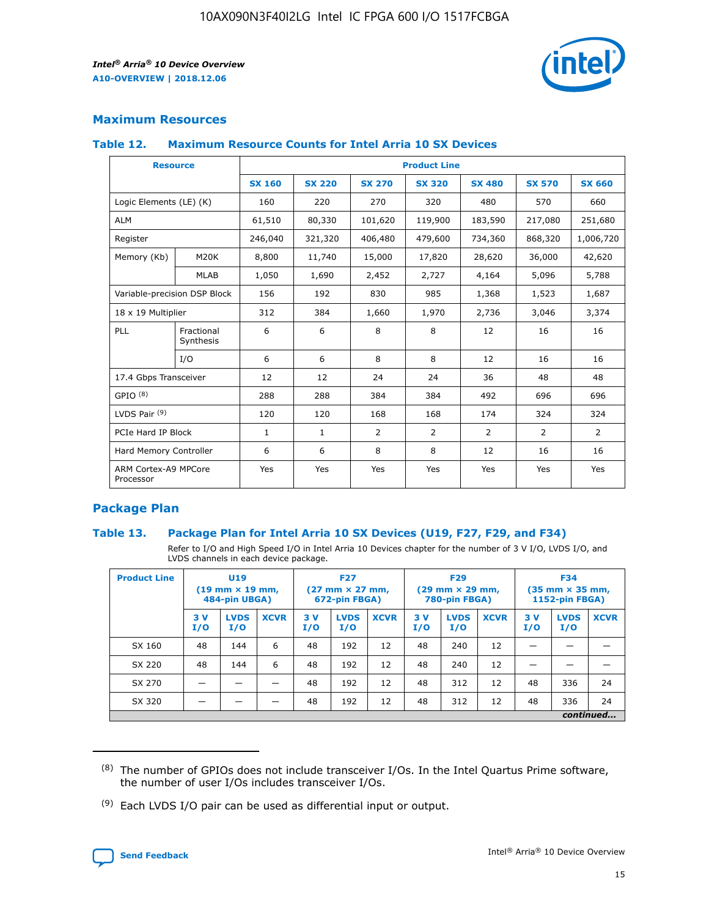## Maximum Resources

### Table 12. Maximum Resource Counts for Intel Arria 10 SX Devices

| Resource | | Product Line | | | | | | |
|---|---|---|---|---|---|---|---|---|
| | | SX 160 | SX 220 | SX 270 | SX 320 | SX 480 | SX 570 | SX 660 |
| Logic Elements (LE) (K) | | 160 | 220 | 270 | 320 | 480 | 570 | 660 |
| ALM | | 61,510 | 80,330 | 101,620 | 119,900 | 183,590 | 217,080 | 251,680 |
| Register | | 246,040 | 321,320 | 406,480 | 479,600 | 734,360 | 868,320 | 1,006,720 |
| Memory (Kb) | M20K | 8,800 | 11,740 | 15,000 | 17,820 | 28,620 | 36,000 | 42,620 |
| | MLAB | 1,050 | 1,690 | 2,452 | 2,727 | 4,164 | 5,096 | 5,788 |
| Variable-precision DSP Block | | 156 | 192 | 830 | 985 | 1,368 | 1,523 | 1,687 |
| 18 x 19 Multiplier | | 312 | 384 | 1,660 | 1,970 | 2,736 | 3,046 | 3,374 |
| PLL | Fractional Synthesis | 6 | 6 | 8 | 8 | 12 | 16 | 16 |
| | I/O | 6 | 6 | 8 | 8 | 12 | 16 | 16 |
| 17.4 Gbps Transceiver | | 12 | 12 | 24 | 24 | 36 | 48 | 48 |
| GPIO [(8)] | | 288 | 288 | 384 | 384 | 492 | 696 | 696 |
| LVDS Pair [(9)] | | 120 | 120 | 168 | 168 | 174 | 324 | 324 |
| PCIe Hard IP Block | | 1 | 1 | 2 | 2 | 2 | 2 | 2 |
| Hard Memory Controller | | 6 | 6 | 8 | 8 | 12 | 16 | 16 |
| ARM Cortex-A9 MPCore Processor | | Yes | Yes | Yes | Yes | Yes | Yes | Yes |

## Package Plan

### Table 13. Package Plan for Intel Arria 10 SX Devices (U19, F27, F29, and F34)

Refer to I/O and High Speed I/O in Intel Arria 10 Devices chapter for the number of 3 V I/O, LVDS I/O, and LVDS channels in each device package.

| Product Line | U19 (19 mm × 19 mm, 484-pin UBGA) | | | F27 (27 mm × 27 mm, 672-pin FBGA) | | | F29 (29 mm × 29 mm, 780-pin FBGA) | | | F34 (35 mm × 35 mm, 1152-pin FBGA) | | |
|---|---|---|---|---|---|---|---|---|---|---|---|---|
| | 3 V I/O | LVDS I/O | XCVR | 3 V I/O | LVDS I/O | XCVR | 3 V I/O | LVDS I/O | XCVR | 3 V I/O | LVDS I/O | XCVR |
| SX 160 | 48 | 144 | 6 | 48 | 192 | 12 | 48 | 240 | 12 | — | — | — |
| SX 220 | 48 | 144 | 6 | 48 | 192 | 12 | 48 | 240 | 12 | — | — | — |
| SX 270 | — | — | — | 48 | 192 | 12 | 48 | 312 | 12 | 48 | 336 | 24 |
| SX 320 | — | — | — | 48 | 192 | 12 | 48 | 312 | 12 | 48 | 336 | 24 |

*continued...*

(8) The number of GPIOs does not include transceiver I/Os. In the Intel Quartus Prime software, the number of user I/Os includes transceiver I/Os.

(9) Each LVDS I/O pair can be used as differential input or output.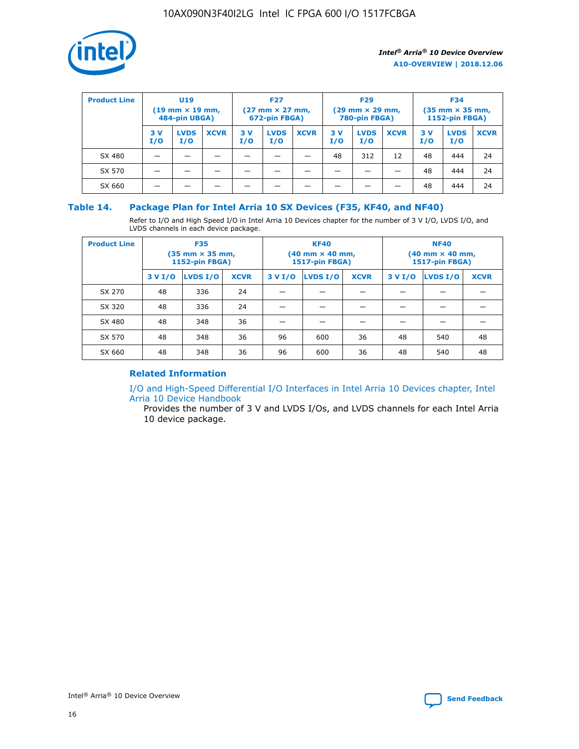| Product Line | U19 (19 mm × 19 mm, 484-pin UBGA) | | | F27 (27 mm × 27 mm, 672-pin FBGA) | | | F29 (29 mm × 29 mm, 780-pin FBGA) | | | F34 (35 mm × 35 mm, 1152-pin FBGA) | | |
|---|---|---|---|---|---|---|---|---|---|---|---|---|
| | 3 V I/O | LVDS I/O | XCVR | 3 V I/O | LVDS I/O | XCVR | 3 V I/O | LVDS I/O | XCVR | 3 V I/O | LVDS I/O | XCVR |
| SX 480 | — | — | — | — | — | — | 48 | 312 | 12 | 48 | 444 | 24 |
| SX 570 | — | — | — | — | — | — | — | — | — | 48 | 444 | 24 |
| SX 660 | — | — | — | — | — | — | — | — | — | 48 | 444 | 24 |

## Table 14. Package Plan for Intel Arria 10 SX Devices (F35, KF40, and NF40)

Refer to I/O and High Speed I/O in Intel Arria 10 Devices chapter for the number of 3 V I/O, LVDS I/O, and LVDS channels in each device package.

| Product Line | F35 (35 mm × 35 mm, 1152-pin FBGA) | | | KF40 (40 mm × 40 mm, 1517-pin FBGA) | | | NF40 (40 mm × 40 mm, 1517-pin FBGA) | | |
|---|---|---|---|---|---|---|---|---|---|
| | 3 V I/O | LVDS I/O | XCVR | 3 V I/O | LVDS I/O | XCVR | 3 V I/O | LVDS I/O | XCVR |
| SX 270 | 48 | 336 | 24 | — | — | — | — | — | — |
| SX 320 | 48 | 336 | 24 | — | — | — | — | — | — |
| SX 480 | 48 | 348 | 36 | — | — | — | — | — | — |
| SX 570 | 48 | 348 | 36 | 96 | 600 | 36 | 48 | 540 | 48 |
| SX 660 | 48 | 348 | 36 | 96 | 600 | 36 | 48 | 540 | 48 |

### Related Information

I/O and High-Speed Differential I/O Interfaces in Intel Arria 10 Devices chapter, Intel Arria 10 Device Handbook

Provides the number of 3 V and LVDS I/Os, and LVDS channels for each Intel Arria 10 device package.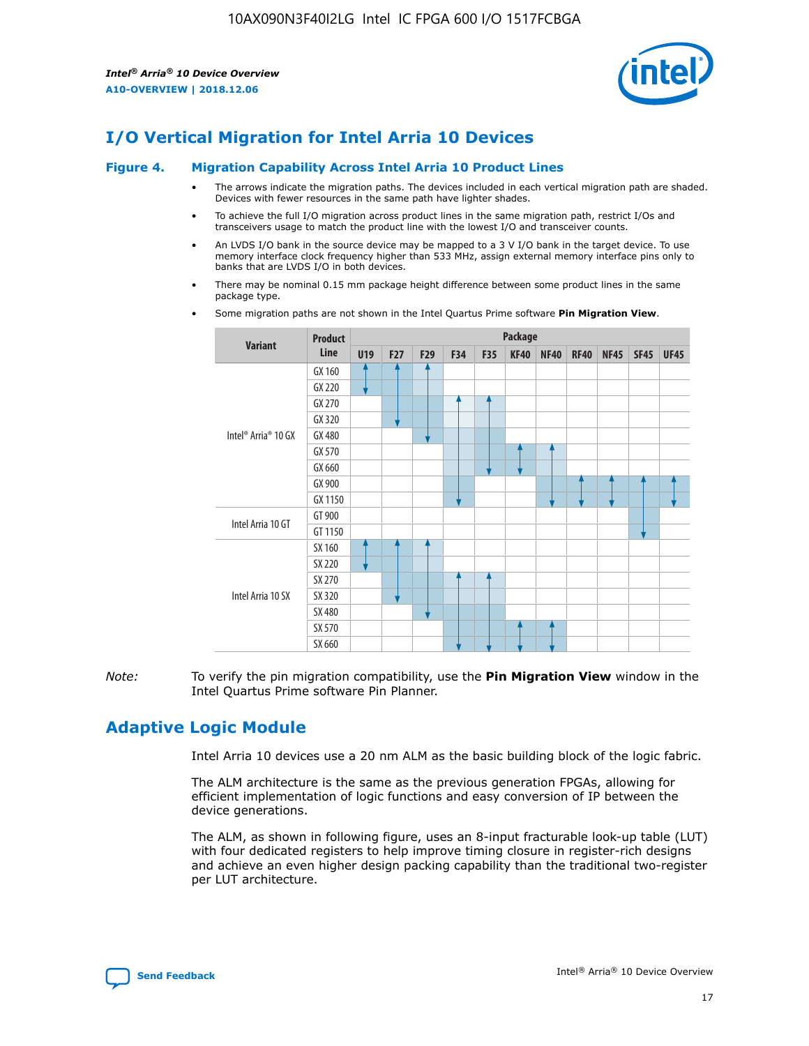# I/O Vertical Migration for Intel Arria 10 Devices

**Figure 4. Migration Capability Across Intel Arria 10 Product Lines**

- The arrows indicate the migration paths. The devices included in each vertical migration path are shaded. Devices with fewer resources in the same path have lighter shades.
- To achieve the full I/O migration across product lines in the same migration path, restrict I/Os and transceivers usage to match the product line with the lowest I/O and transceiver counts.
- An LVDS I/O bank in the source device may be mapped to a 3 V I/O bank in the target device. To use memory interface clock frequency higher than 533 MHz, assign external memory interface pins only to banks that are LVDS I/O in both devices.
- There may be nominal 0.15 mm package height difference between some product lines in the same package type.
- Some migration paths are not shown in the Intel Quartus Prime software **Pin Migration View**.

Variant
Product Line
Package
U19
F27
F29
F34
F35
KF40
NF40
RF40
NF45
SF45
UF45
Intel® Arria® 10 GX
GX 160
GX 220
GX 270
GX 320
GX 480
GX 570
GX 660
GX 900
GX 1150
Intel Arria 10 GT
GT 900
GT 1150
Intel Arria 10 SX
SX 160
SX 220
SX 270
SX 320
SX 480
SX 570
SX 660

*Note:* To verify the pin migration compatibility, use the **Pin Migration View** window in the Intel Quartus Prime software Pin Planner.

# Adaptive Logic Module

Intel Arria 10 devices use a 20 nm ALM as the basic building block of the logic fabric.

The ALM architecture is the same as the previous generation FPGAs, allowing for efficient implementation of logic functions and easy conversion of IP between the device generations.

The ALM, as shown in following figure, uses an 8-input fracturable look-up table (LUT) with four dedicated registers to help improve timing closure in register-rich designs and achieve an even higher design packing capability than the traditional two-register per LUT architecture.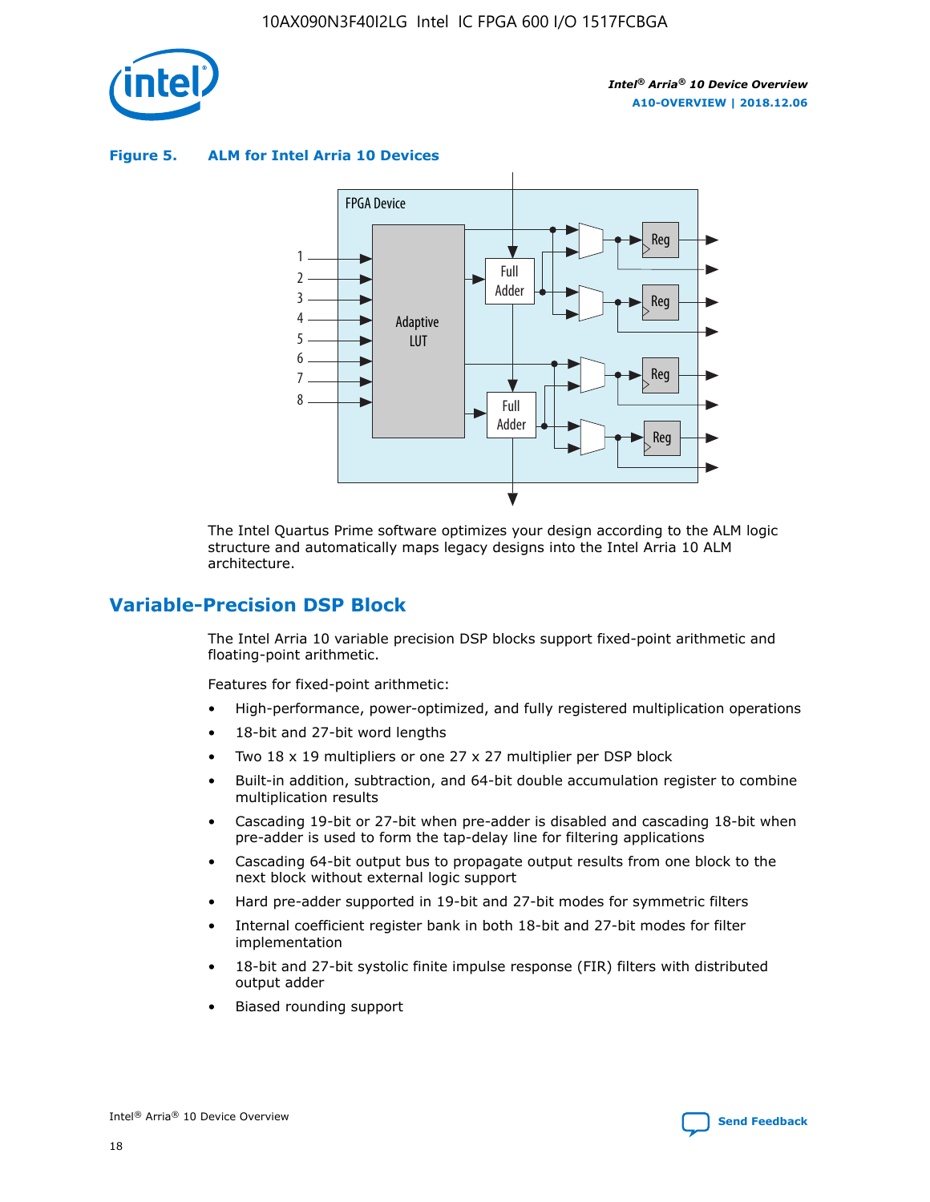**Figure 5. ALM for Intel Arria 10 Devices**

FPGA Device

1
2
3
4
5
6
7
8

Adaptive LUT

Full Adder

Full Adder

Reg

Reg

Reg

Reg

The Intel Quartus Prime software optimizes your design according to the ALM logic structure and automatically maps legacy designs into the Intel Arria 10 ALM architecture.

## Variable-Precision DSP Block

The Intel Arria 10 variable precision DSP blocks support fixed-point arithmetic and floating-point arithmetic.

Features for fixed-point arithmetic:

- High-performance, power-optimized, and fully registered multiplication operations
- 18-bit and 27-bit word lengths
- Two 18 x 19 multipliers or one 27 x 27 multiplier per DSP block
- Built-in addition, subtraction, and 64-bit double accumulation register to combine multiplication results
- Cascading 19-bit or 27-bit when pre-adder is disabled and cascading 18-bit when pre-adder is used to form the tap-delay line for filtering applications
- Cascading 64-bit output bus to propagate output results from one block to the next block without external logic support
- Hard pre-adder supported in 19-bit and 27-bit modes for symmetric filters
- Internal coefficient register bank in both 18-bit and 27-bit modes for filter implementation
- 18-bit and 27-bit systolic finite impulse response (FIR) filters with distributed output adder
- Biased rounding support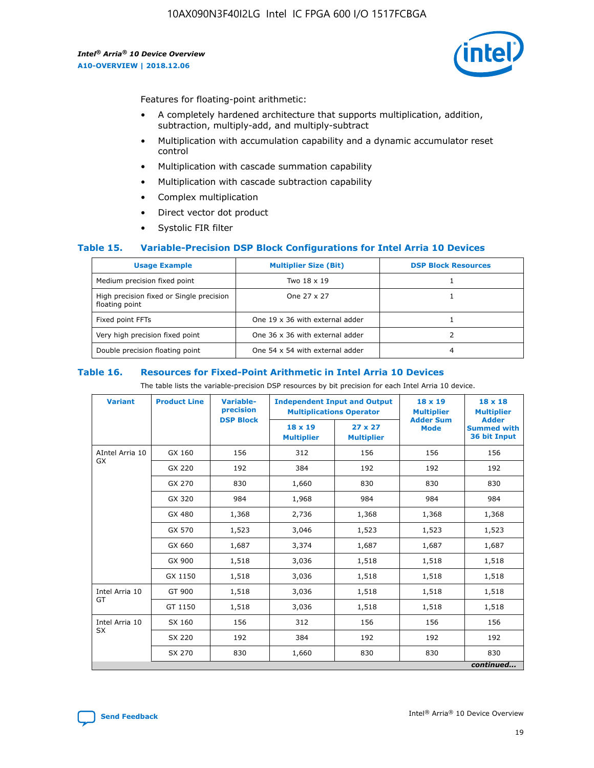Features for floating-point arithmetic:

- A completely hardened architecture that supports multiplication, addition, subtraction, multiply-add, and multiply-subtract
- Multiplication with accumulation capability and a dynamic accumulator reset control
- Multiplication with cascade summation capability
- Multiplication with cascade subtraction capability
- Complex multiplication
- Direct vector dot product
- Systolic FIR filter

### Table 15. Variable-Precision DSP Block Configurations for Intel Arria 10 Devices

| Usage Example | Multiplier Size (Bit) | DSP Block Resources |
|---|---|---|
| Medium precision fixed point | Two 18 x 19 | 1 |
| High precision fixed or Single precision floating point | One 27 x 27 | 1 |
| Fixed point FFTs | One 19 x 36 with external adder | 1 |
| Very high precision fixed point | One 36 x 36 with external adder | 2 |
| Double precision floating point | One 54 x 54 with external adder | 4 |

### Table 16. Resources for Fixed-Point Arithmetic in Intel Arria 10 Devices

The table lists the variable-precision DSP resources by bit precision for each Intel Arria 10 device.

| Variant | Product Line | Variable-precision DSP Block | Independent Input and Output Multiplications Operator | | 18 x 19 Multiplier Adder Sum Mode | 18 x 18 Multiplier Adder Summed with 36 bit Input |
|---|---|---|---|---|---|---|
| | | | 18 x 19 Multiplier | 27 x 27 Multiplier | | |
| AIntel Arria 10 GX | GX 160 | 156 | 312 | 156 | 156 | 156 |
| | GX 220 | 192 | 384 | 192 | 192 | 192 |
| | GX 270 | 830 | 1,660 | 830 | 830 | 830 |
| | GX 320 | 984 | 1,968 | 984 | 984 | 984 |
| | GX 480 | 1,368 | 2,736 | 1,368 | 1,368 | 1,368 |
| | GX 570 | 1,523 | 3,046 | 1,523 | 1,523 | 1,523 |
| | GX 660 | 1,687 | 3,374 | 1,687 | 1,687 | 1,687 |
| | GX 900 | 1,518 | 3,036 | 1,518 | 1,518 | 1,518 |
| | GX 1150 | 1,518 | 3,036 | 1,518 | 1,518 | 1,518 |
| Intel Arria 10 GT | GT 900 | 1,518 | 3,036 | 1,518 | 1,518 | 1,518 |
| | GT 1150 | 1,518 | 3,036 | 1,518 | 1,518 | 1,518 |
| Intel Arria 10 SX | SX 160 | 156 | 312 | 156 | 156 | 156 |
| | SX 220 | 192 | 384 | 192 | 192 | 192 |
| | SX 270 | 830 | 1,660 | 830 | 830 | 830 |

*continued...*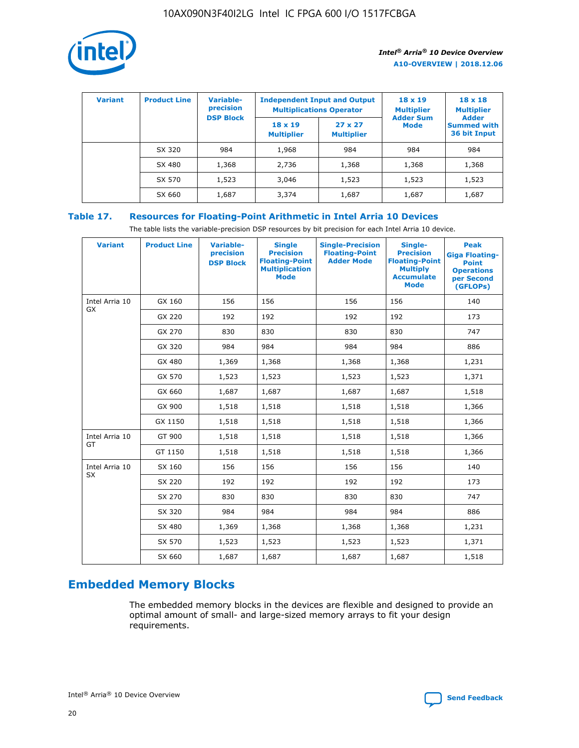| Variant | Product Line | Variable-precision DSP Block | Independent Input and Output Multiplications Operator | | 18 x 19 Multiplier Adder Sum Mode | 18 x 18 Multiplier Adder Summed with 36 bit Input |
|---|---|---|---|---|---|---|
| | | | 18 x 19 Multiplier | 27 x 27 Multiplier | | |
| | SX 320 | 984 | 1,968 | 984 | 984 | 984 |
| | SX 480 | 1,368 | 2,736 | 1,368 | 1,368 | 1,368 |
| | SX 570 | 1,523 | 3,046 | 1,523 | 1,523 | 1,523 |
| | SX 660 | 1,687 | 3,374 | 1,687 | 1,687 | 1,687 |

**Table 17. Resources for Floating-Point Arithmetic in Intel Arria 10 Devices**

The table lists the variable-precision DSP resources by bit precision for each Intel Arria 10 device.

| Variant | Product Line | Variable-precision DSP Block | Single Precision Floating-Point Multiplication Mode | Single-Precision Floating-Point Adder Mode | Single-Precision Floating-Point Multiply Accumulate Mode | Peak Giga Floating-Point Operations per Second (GFLOPs) |
|---|---|---|---|---|---|---|
| Intel Arria 10 GX | GX 160 | 156 | 156 | 156 | 156 | 140 |
| | GX 220 | 192 | 192 | 192 | 192 | 173 |
| | GX 270 | 830 | 830 | 830 | 830 | 747 |
| | GX 320 | 984 | 984 | 984 | 984 | 886 |
| | GX 480 | 1,369 | 1,368 | 1,368 | 1,368 | 1,231 |
| | GX 570 | 1,523 | 1,523 | 1,523 | 1,523 | 1,371 |
| | GX 660 | 1,687 | 1,687 | 1,687 | 1,687 | 1,518 |
| | GX 900 | 1,518 | 1,518 | 1,518 | 1,518 | 1,366 |
| | GX 1150 | 1,518 | 1,518 | 1,518 | 1,518 | 1,366 |
| Intel Arria 10 GT | GT 900 | 1,518 | 1,518 | 1,518 | 1,518 | 1,366 |
| | GT 1150 | 1,518 | 1,518 | 1,518 | 1,518 | 1,366 |
| Intel Arria 10 SX | SX 160 | 156 | 156 | 156 | 156 | 140 |
| | SX 220 | 192 | 192 | 192 | 192 | 173 |
| | SX 270 | 830 | 830 | 830 | 830 | 747 |
| | SX 320 | 984 | 984 | 984 | 984 | 886 |
| | SX 480 | 1,369 | 1,368 | 1,368 | 1,368 | 1,231 |
| | SX 570 | 1,523 | 1,523 | 1,523 | 1,523 | 1,371 |
| | SX 660 | 1,687 | 1,687 | 1,687 | 1,687 | 1,518 |

## Embedded Memory Blocks

The embedded memory blocks in the devices are flexible and designed to provide an optimal amount of small- and large-sized memory arrays to fit your design requirements.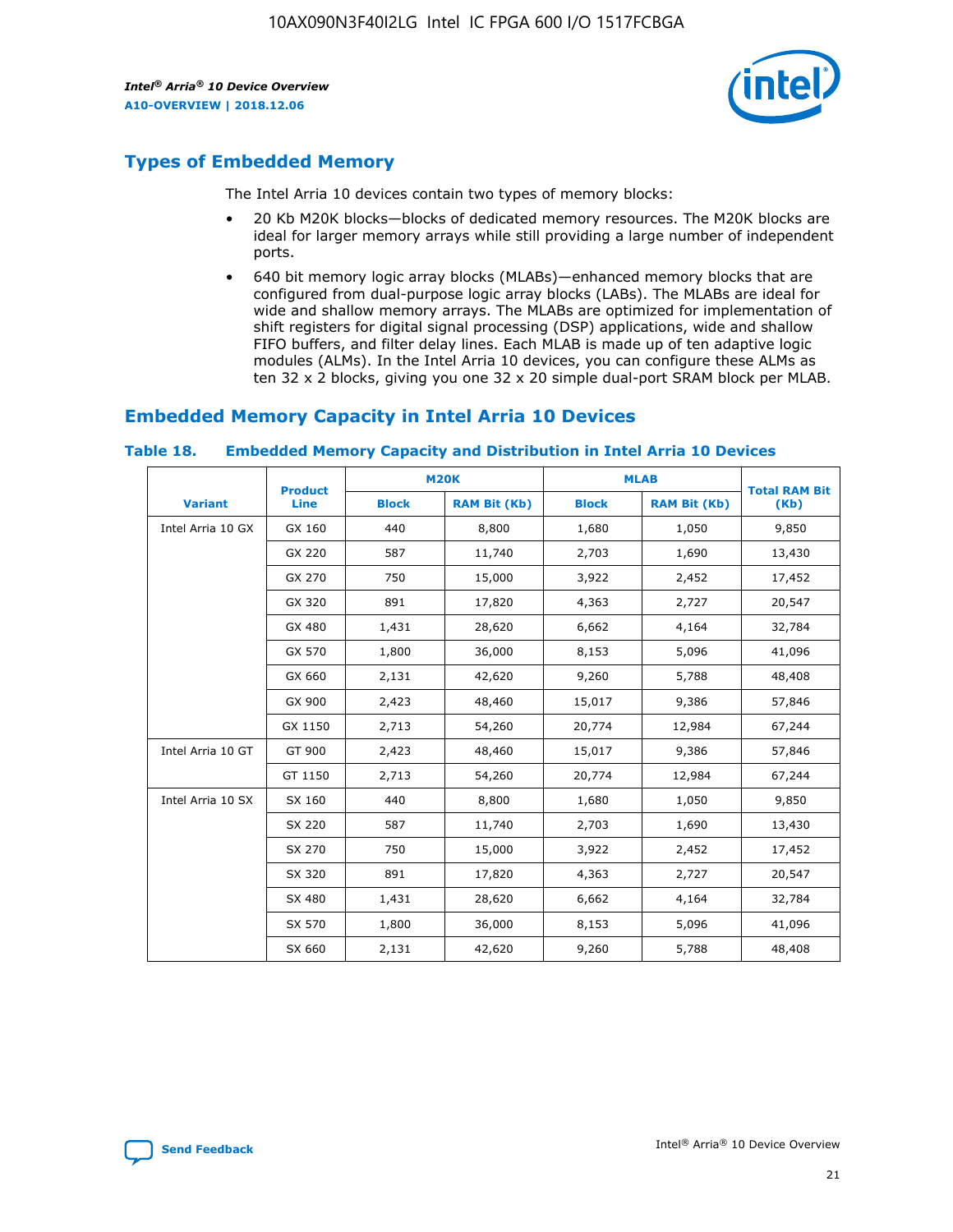## Types of Embedded Memory

The Intel Arria 10 devices contain two types of memory blocks:

- 20 Kb M20K blocks—blocks of dedicated memory resources. The M20K blocks are ideal for larger memory arrays while still providing a large number of independent ports.
- 640 bit memory logic array blocks (MLABs)—enhanced memory blocks that are configured from dual-purpose logic array blocks (LABs). The MLABs are ideal for wide and shallow memory arrays. The MLABs are optimized for implementation of shift registers for digital signal processing (DSP) applications, wide and shallow FIFO buffers, and filter delay lines. Each MLAB is made up of ten adaptive logic modules (ALMs). In the Intel Arria 10 devices, you can configure these ALMs as ten 32 x 2 blocks, giving you one 32 x 20 simple dual-port SRAM block per MLAB.

## Embedded Memory Capacity in Intel Arria 10 Devices

**Table 18. Embedded Memory Capacity and Distribution in Intel Arria 10 Devices**

| Variant | Product Line | M20K | | MLAB | | Total RAM Bit (Kb) |
|---|---|---|---|---|---|---|
| | | Block | RAM Bit (Kb) | Block | RAM Bit (Kb) | |
| Intel Arria 10 GX | GX 160 | 440 | 8,800 | 1,680 | 1,050 | 9,850 |
| | GX 220 | 587 | 11,740 | 2,703 | 1,690 | 13,430 |
| | GX 270 | 750 | 15,000 | 3,922 | 2,452 | 17,452 |
| | GX 320 | 891 | 17,820 | 4,363 | 2,727 | 20,547 |
| | GX 480 | 1,431 | 28,620 | 6,662 | 4,164 | 32,784 |
| | GX 570 | 1,800 | 36,000 | 8,153 | 5,096 | 41,096 |
| | GX 660 | 2,131 | 42,620 | 9,260 | 5,788 | 48,408 |
| | GX 900 | 2,423 | 48,460 | 15,017 | 9,386 | 57,846 |
| | GX 1150 | 2,713 | 54,260 | 20,774 | 12,984 | 67,244 |
| Intel Arria 10 GT | GT 900 | 2,423 | 48,460 | 15,017 | 9,386 | 57,846 |
| | GT 1150 | 2,713 | 54,260 | 20,774 | 12,984 | 67,244 |
| Intel Arria 10 SX | SX 160 | 440 | 8,800 | 1,680 | 1,050 | 9,850 |
| | SX 220 | 587 | 11,740 | 2,703 | 1,690 | 13,430 |
| | SX 270 | 750 | 15,000 | 3,922 | 2,452 | 17,452 |
| | SX 320 | 891 | 17,820 | 4,363 | 2,727 | 20,547 |
| | SX 480 | 1,431 | 28,620 | 6,662 | 4,164 | 32,784 |
| | SX 570 | 1,800 | 36,000 | 8,153 | 5,096 | 41,096 |
| | SX 660 | 2,131 | 42,620 | 9,260 | 5,788 | 48,408 |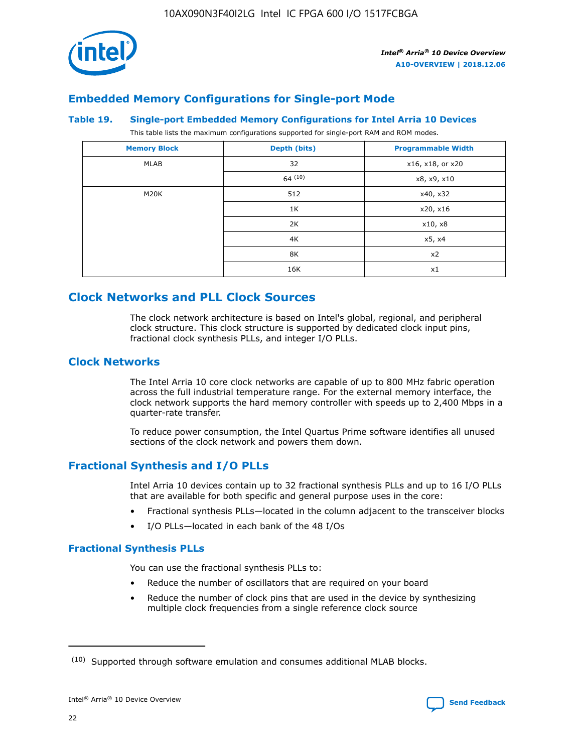## Embedded Memory Configurations for Single-port Mode

### Table 19. Single-port Embedded Memory Configurations for Intel Arria 10 Devices

This table lists the maximum configurations supported for single-port RAM and ROM modes.

| Memory Block | Depth (bits) | Programmable Width |
|---|---|---|
| MLAB | 32 | x16, x18, or x20 |
| | 64 [10] | x8, x9, x10 |
| M20K | 512 | x40, x32 |
| | 1K | x20, x16 |
| | 2K | x10, x8 |
| | 4K | x5, x4 |
| | 8K | x2 |
| | 16K | x1 |

## Clock Networks and PLL Clock Sources

The clock network architecture is based on Intel's global, regional, and peripheral clock structure. This clock structure is supported by dedicated clock input pins, fractional clock synthesis PLLs, and integer I/O PLLs.

### Clock Networks

The Intel Arria 10 core clock networks are capable of up to 800 MHz fabric operation across the full industrial temperature range. For the external memory interface, the clock network supports the hard memory controller with speeds up to 2,400 Mbps in a quarter-rate transfer.

To reduce power consumption, the Intel Quartus Prime software identifies all unused sections of the clock network and powers them down.

### Fractional Synthesis and I/O PLLs

Intel Arria 10 devices contain up to 32 fractional synthesis PLLs and up to 16 I/O PLLs that are available for both specific and general purpose uses in the core:

- Fractional synthesis PLLs—located in the column adjacent to the transceiver blocks
- I/O PLLs—located in each bank of the 48 I/Os

#### Fractional Synthesis PLLs

You can use the fractional synthesis PLLs to:

- Reduce the number of oscillators that are required on your board
- Reduce the number of clock pins that are used in the device by synthesizing multiple clock frequencies from a single reference clock source

(10) Supported through software emulation and consumes additional MLAB blocks.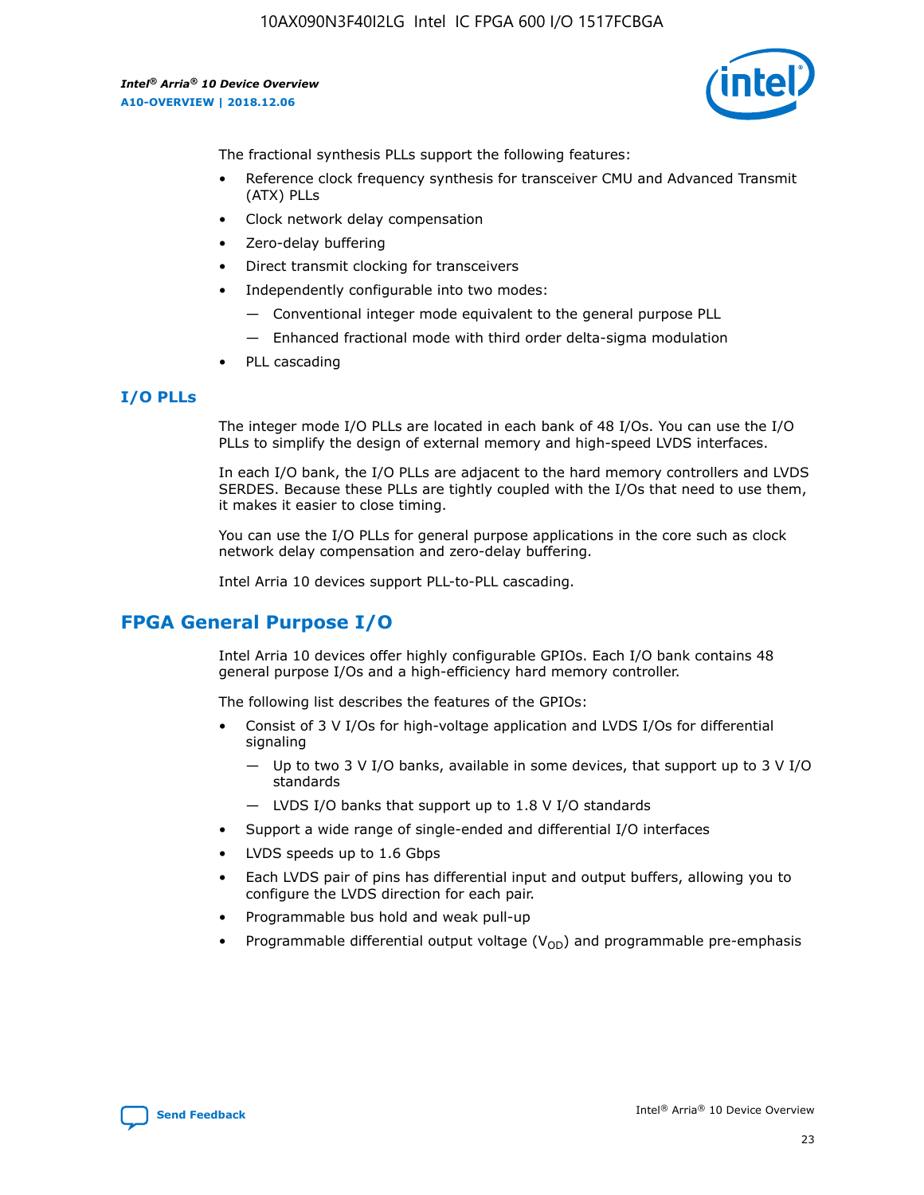The fractional synthesis PLLs support the following features:

- Reference clock frequency synthesis for transceiver CMU and Advanced Transmit (ATX) PLLs
- Clock network delay compensation
- Zero-delay buffering
- Direct transmit clocking for transceivers
- Independently configurable into two modes:
  - Conventional integer mode equivalent to the general purpose PLL
  - Enhanced fractional mode with third order delta-sigma modulation
- PLL cascading

### I/O PLLs

The integer mode I/O PLLs are located in each bank of 48 I/Os. You can use the I/O PLLs to simplify the design of external memory and high-speed LVDS interfaces.

In each I/O bank, the I/O PLLs are adjacent to the hard memory controllers and LVDS SERDES. Because these PLLs are tightly coupled with the I/Os that need to use them, it makes it easier to close timing.

You can use the I/O PLLs for general purpose applications in the core such as clock network delay compensation and zero-delay buffering.

Intel Arria 10 devices support PLL-to-PLL cascading.

## FPGA General Purpose I/O

Intel Arria 10 devices offer highly configurable GPIOs. Each I/O bank contains 48 general purpose I/Os and a high-efficiency hard memory controller.

The following list describes the features of the GPIOs:

- Consist of 3 V I/Os for high-voltage application and LVDS I/Os for differential signaling
  - Up to two 3 V I/O banks, available in some devices, that support up to 3 V I/O standards
  - LVDS I/O banks that support up to 1.8 V I/O standards
- Support a wide range of single-ended and differential I/O interfaces
- LVDS speeds up to 1.6 Gbps
- Each LVDS pair of pins has differential input and output buffers, allowing you to configure the LVDS direction for each pair.
- Programmable bus hold and weak pull-up
- Programmable differential output voltage ($V_{OD}$) and programmable pre-emphasis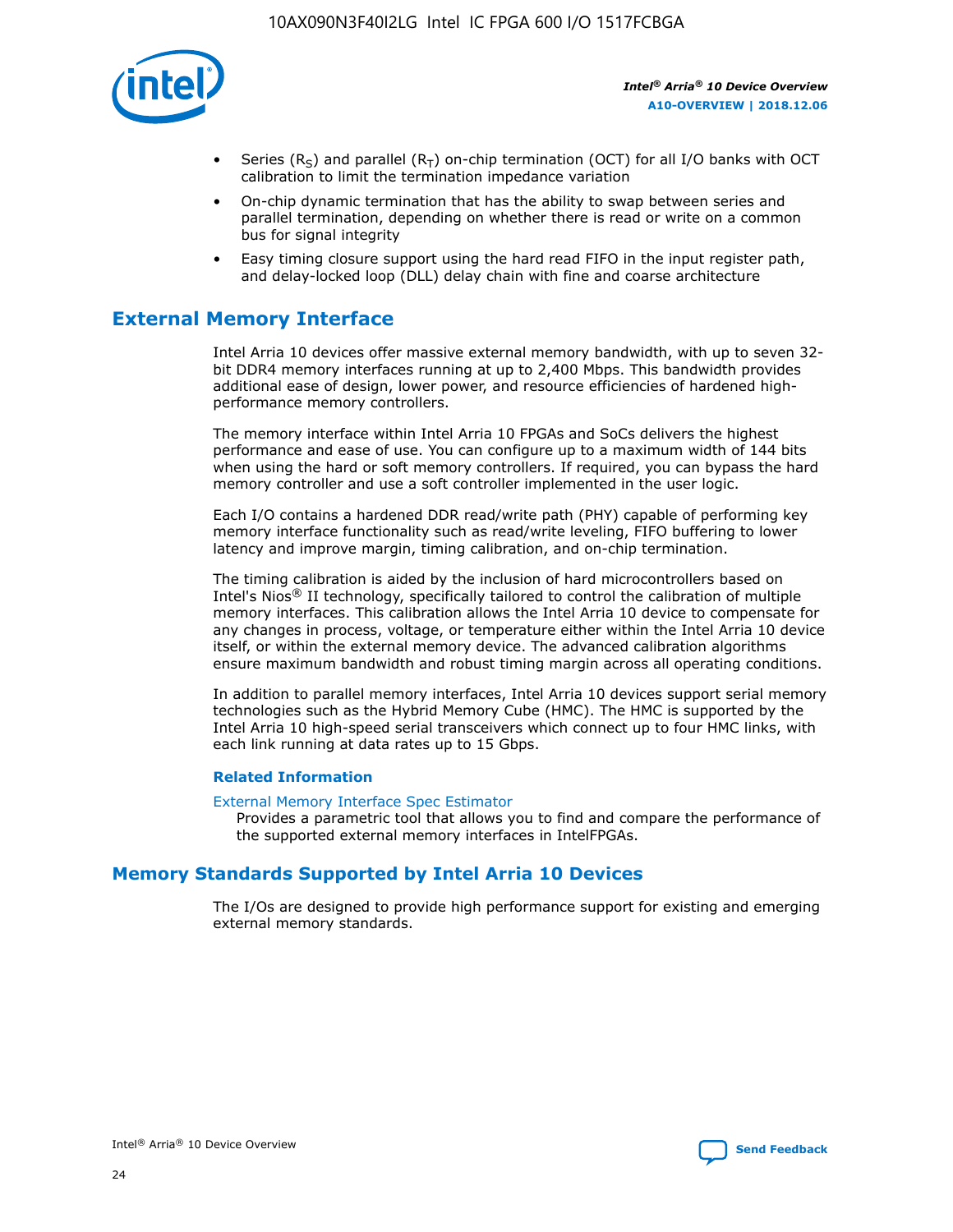- Series ($R_S$) and parallel ($R_T$) on-chip termination (OCT) for all I/O banks with OCT calibration to limit the termination impedance variation
- On-chip dynamic termination that has the ability to swap between series and parallel termination, depending on whether there is read or write on a common bus for signal integrity
- Easy timing closure support using the hard read FIFO in the input register path, and delay-locked loop (DLL) delay chain with fine and coarse architecture

## External Memory Interface

Intel Arria 10 devices offer massive external memory bandwidth, with up to seven 32-bit DDR4 memory interfaces running at up to 2,400 Mbps. This bandwidth provides additional ease of design, lower power, and resource efficiencies of hardened high-performance memory controllers.

The memory interface within Intel Arria 10 FPGAs and SoCs delivers the highest performance and ease of use. You can configure up to a maximum width of 144 bits when using the hard or soft memory controllers. If required, you can bypass the hard memory controller and use a soft controller implemented in the user logic.

Each I/O contains a hardened DDR read/write path (PHY) capable of performing key memory interface functionality such as read/write leveling, FIFO buffering to lower latency and improve margin, timing calibration, and on-chip termination.

The timing calibration is aided by the inclusion of hard microcontrollers based on Intel's Nios® II technology, specifically tailored to control the calibration of multiple memory interfaces. This calibration allows the Intel Arria 10 device to compensate for any changes in process, voltage, or temperature either within the Intel Arria 10 device itself, or within the external memory device. The advanced calibration algorithms ensure maximum bandwidth and robust timing margin across all operating conditions.

In addition to parallel memory interfaces, Intel Arria 10 devices support serial memory technologies such as the Hybrid Memory Cube (HMC). The HMC is supported by the Intel Arria 10 high-speed serial transceivers which connect up to four HMC links, with each link running at data rates up to 15 Gbps.

### Related Information

External Memory Interface Spec Estimator
Provides a parametric tool that allows you to find and compare the performance of the supported external memory interfaces in IntelFPGAs.

## Memory Standards Supported by Intel Arria 10 Devices

The I/Os are designed to provide high performance support for existing and emerging external memory standards.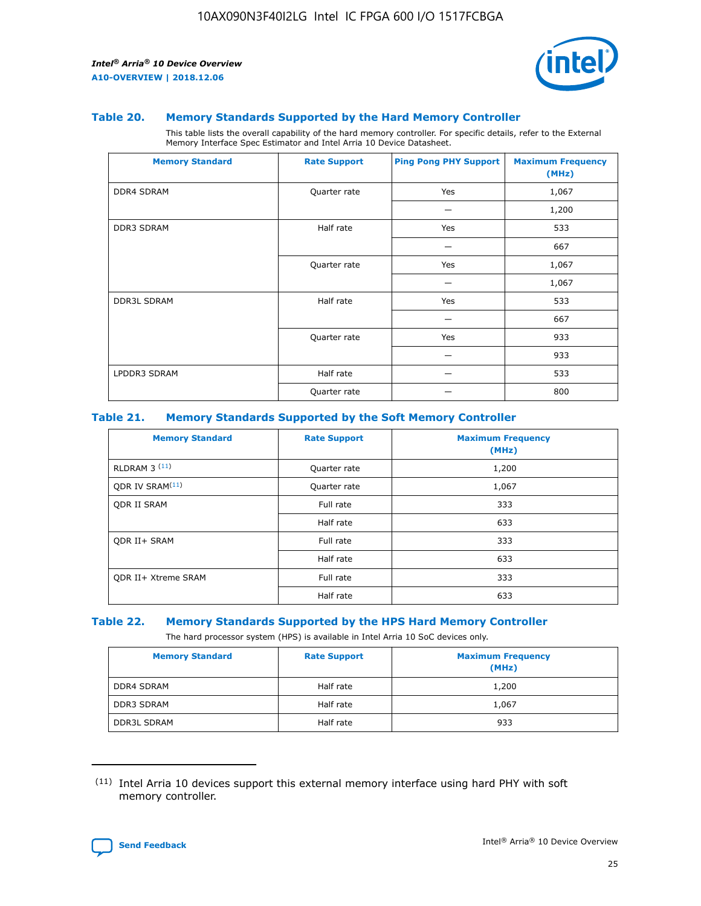## Table 20. Memory Standards Supported by the Hard Memory Controller

This table lists the overall capability of the hard memory controller. For specific details, refer to the External Memory Interface Spec Estimator and Intel Arria 10 Device Datasheet.

| Memory Standard | Rate Support | Ping Pong PHY Support | Maximum Frequency (MHz) |
|---|---|---|---|
| DDR4 SDRAM | Quarter rate | Yes | 1,067 |
| | | — | 1,200 |
| DDR3 SDRAM | Half rate | Yes | 533 |
| | | — | 667 |
| | Quarter rate | Yes | 1,067 |
| | | — | 1,067 |
| DDR3L SDRAM | Half rate | Yes | 533 |
| | | — | 667 |
| | Quarter rate | Yes | 933 |
| | | — | 933 |
| LPDDR3 SDRAM | Half rate | — | 533 |
| | Quarter rate | — | 800 |

## Table 21. Memory Standards Supported by the Soft Memory Controller

| Memory Standard | Rate Support | Maximum Frequency (MHz) |
|---|---|---|
| RLDRAM 3 [(11)] | Quarter rate | 1,200 |
| QDR IV SRAM[(11)] | Quarter rate | 1,067 |
| QDR II SRAM | Full rate | 333 |
| | Half rate | 633 |
| QDR II+ SRAM | Full rate | 333 |
| | Half rate | 633 |
| QDR II+ Xtreme SRAM | Full rate | 333 |
| | Half rate | 633 |

## Table 22. Memory Standards Supported by the HPS Hard Memory Controller

The hard processor system (HPS) is available in Intel Arria 10 SoC devices only.

| Memory Standard | Rate Support | Maximum Frequency (MHz) |
|---|---|---|
| DDR4 SDRAM | Half rate | 1,200 |
| DDR3 SDRAM | Half rate | 1,067 |
| DDR3L SDRAM | Half rate | 933 |

(11) Intel Arria 10 devices support this external memory interface using hard PHY with soft memory controller.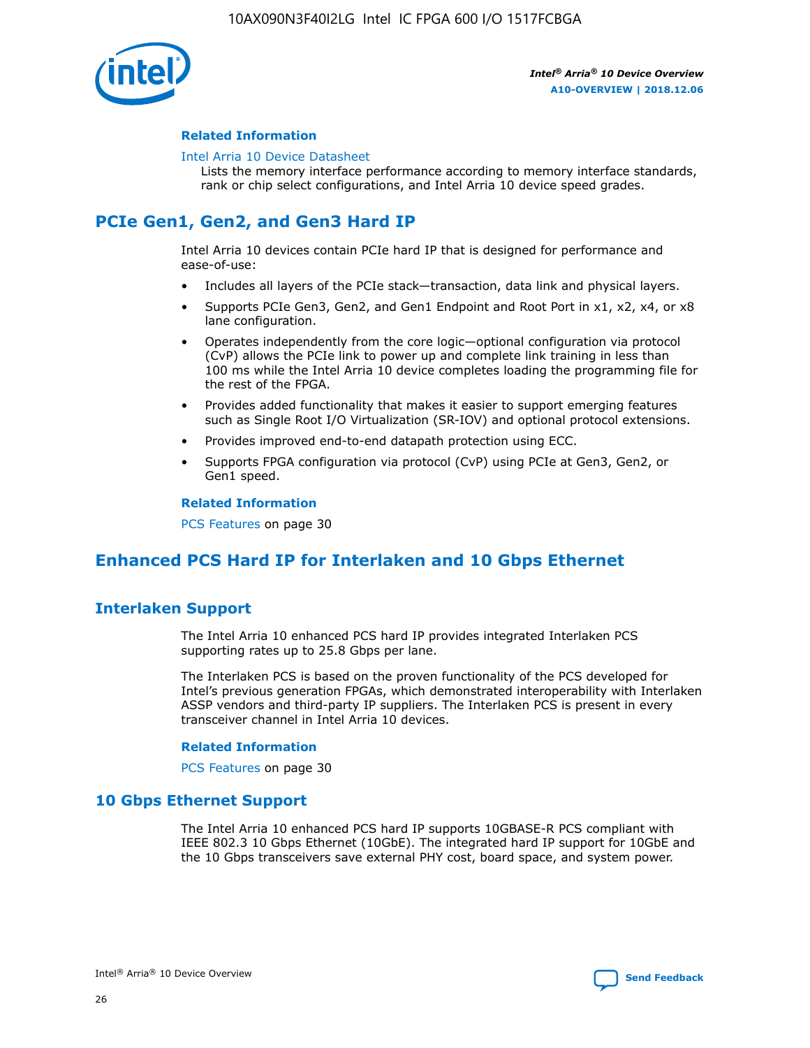#### Related Information

Intel Arria 10 Device Datasheet

Lists the memory interface performance according to memory interface standards, rank or chip select configurations, and Intel Arria 10 device speed grades.

## PCIe Gen1, Gen2, and Gen3 Hard IP

Intel Arria 10 devices contain PCIe hard IP that is designed for performance and ease-of-use:

- Includes all layers of the PCIe stack—transaction, data link and physical layers.
- Supports PCIe Gen3, Gen2, and Gen1 Endpoint and Root Port in x1, x2, x4, or x8 lane configuration.
- Operates independently from the core logic—optional configuration via protocol (CvP) allows the PCIe link to power up and complete link training in less than 100 ms while the Intel Arria 10 device completes loading the programming file for the rest of the FPGA.
- Provides added functionality that makes it easier to support emerging features such as Single Root I/O Virtualization (SR-IOV) and optional protocol extensions.
- Provides improved end-to-end datapath protection using ECC.
- Supports FPGA configuration via protocol (CvP) using PCIe at Gen3, Gen2, or Gen1 speed.

#### Related Information

PCS Features on page 30

## Enhanced PCS Hard IP for Interlaken and 10 Gbps Ethernet

### Interlaken Support

The Intel Arria 10 enhanced PCS hard IP provides integrated Interlaken PCS supporting rates up to 25.8 Gbps per lane.

The Interlaken PCS is based on the proven functionality of the PCS developed for Intel's previous generation FPGAs, which demonstrated interoperability with Interlaken ASSP vendors and third-party IP suppliers. The Interlaken PCS is present in every transceiver channel in Intel Arria 10 devices.

#### Related Information

PCS Features on page 30

### 10 Gbps Ethernet Support

The Intel Arria 10 enhanced PCS hard IP supports 10GBASE-R PCS compliant with IEEE 802.3 10 Gbps Ethernet (10GbE). The integrated hard IP support for 10GbE and the 10 Gbps transceivers save external PHY cost, board space, and system power.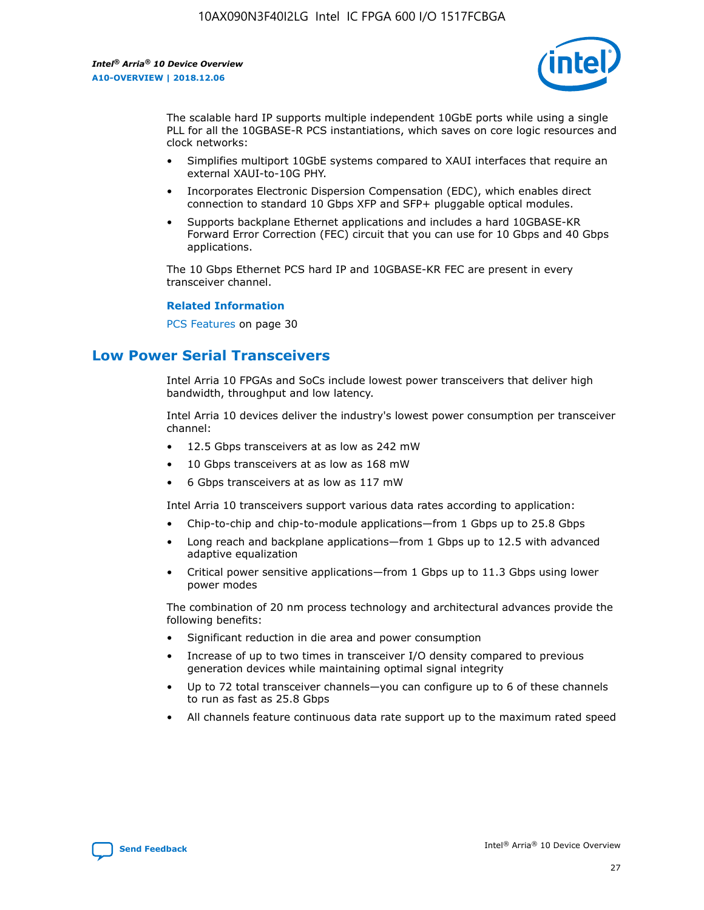The scalable hard IP supports multiple independent 10GbE ports while using a single PLL for all the 10GBASE-R PCS instantiations, which saves on core logic resources and clock networks:

- Simplifies multiport 10GbE systems compared to XAUI interfaces that require an external XAUI-to-10G PHY.
- Incorporates Electronic Dispersion Compensation (EDC), which enables direct connection to standard 10 Gbps XFP and SFP+ pluggable optical modules.
- Supports backplane Ethernet applications and includes a hard 10GBASE-KR Forward Error Correction (FEC) circuit that you can use for 10 Gbps and 40 Gbps applications.

The 10 Gbps Ethernet PCS hard IP and 10GBASE-KR FEC are present in every transceiver channel.

**Related Information**

PCS Features on page 30

## Low Power Serial Transceivers

Intel Arria 10 FPGAs and SoCs include lowest power transceivers that deliver high bandwidth, throughput and low latency.

Intel Arria 10 devices deliver the industry's lowest power consumption per transceiver channel:

- 12.5 Gbps transceivers at as low as 242 mW
- 10 Gbps transceivers at as low as 168 mW
- 6 Gbps transceivers at as low as 117 mW

Intel Arria 10 transceivers support various data rates according to application:

- Chip-to-chip and chip-to-module applications—from 1 Gbps up to 25.8 Gbps
- Long reach and backplane applications—from 1 Gbps up to 12.5 with advanced adaptive equalization
- Critical power sensitive applications—from 1 Gbps up to 11.3 Gbps using lower power modes

The combination of 20 nm process technology and architectural advances provide the following benefits:

- Significant reduction in die area and power consumption
- Increase of up to two times in transceiver I/O density compared to previous generation devices while maintaining optimal signal integrity
- Up to 72 total transceiver channels—you can configure up to 6 of these channels to run as fast as 25.8 Gbps
- All channels feature continuous data rate support up to the maximum rated speed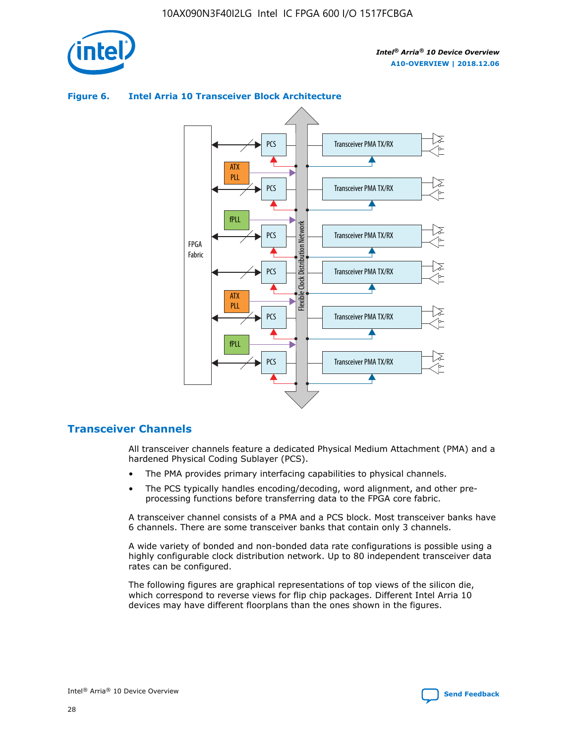**Figure 6. Intel Arria 10 Transceiver Block Architecture**

FPGA Fabric

PCS

ATX PLL

fPLL

Flexible Clock Distribution Network

Transceiver PMA TX/RX

## Transceiver Channels

All transceiver channels feature a dedicated Physical Medium Attachment (PMA) and a hardened Physical Coding Sublayer (PCS).

- The PMA provides primary interfacing capabilities to physical channels.
- The PCS typically handles encoding/decoding, word alignment, and other pre-processing functions before transferring data to the FPGA core fabric.

A transceiver channel consists of a PMA and a PCS block. Most transceiver banks have 6 channels. There are some transceiver banks that contain only 3 channels.

A wide variety of bonded and non-bonded data rate configurations is possible using a highly configurable clock distribution network. Up to 80 independent transceiver data rates can be configured.

The following figures are graphical representations of top views of the silicon die, which correspond to reverse views for flip chip packages. Different Intel Arria 10 devices may have different floorplans than the ones shown in the figures.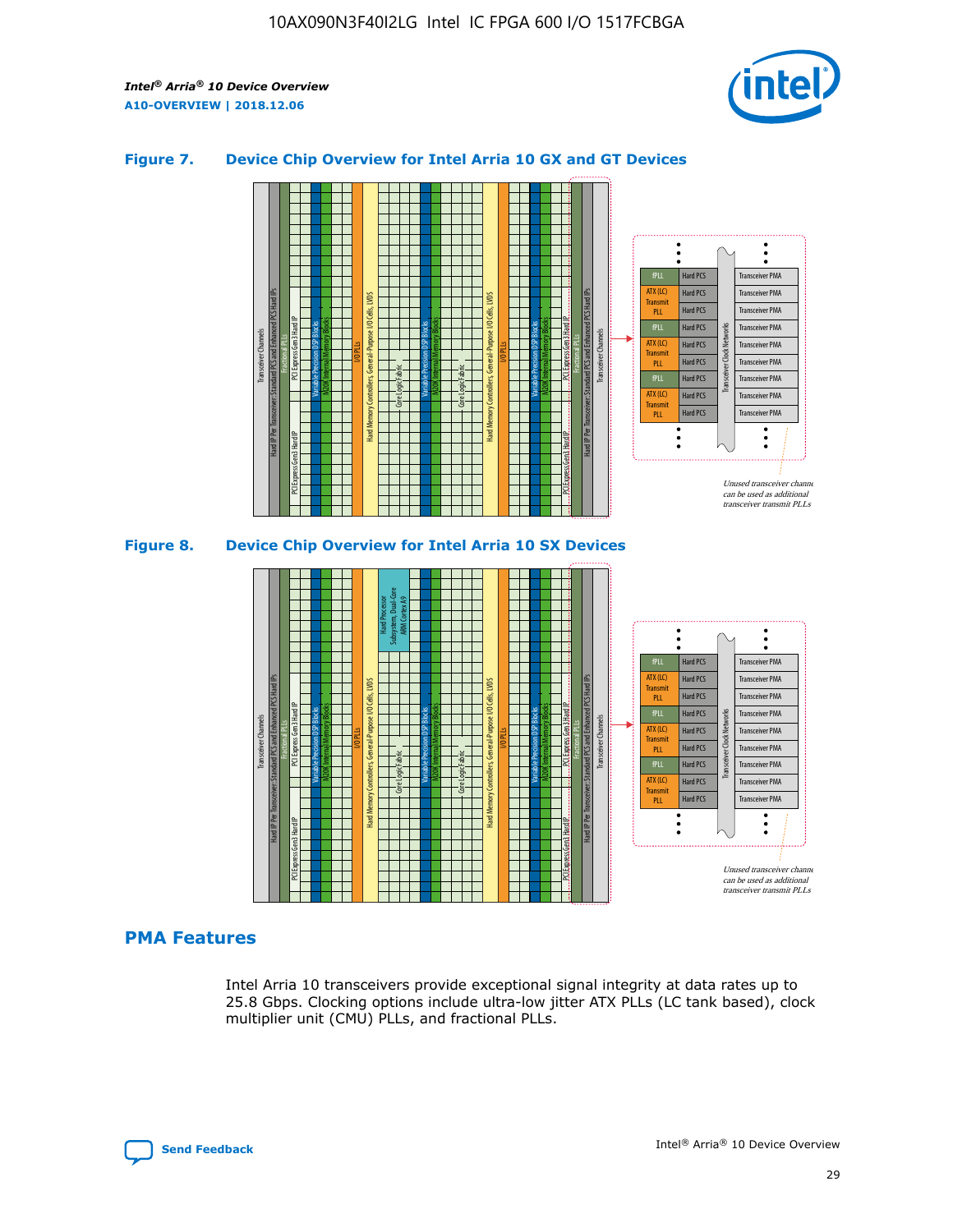### Figure 7. Device Chip Overview for Intel Arria 10 GX and GT Devices

Transceiver Channels
Hard IP Per Transceiver: Standard PCS and Enhanced PCS Hard IPs
Fractional PLLs
PCI Express Gen3 Hard IP
Variable Precision DSP Blocks
M20K Internal Memory Blocks
I/O PLLs
Hard Memory Controllers, General-Purpose I/O Cells, LVDS
Core Logic Fabric

fPLL | Hard PCS | Transceiver PMA
ATX (LC) Transmit PLL | Hard PCS | Transceiver PMA
Transceiver Clock Networks

Unused transceiver channels can be used as additional transceiver transmit PLLs

### Figure 8. Device Chip Overview for Intel Arria 10 SX Devices

Hard Processor Subsystem, Dual-Core ARM Cortex A9
Transceiver Channels
Hard IP Per Transceiver: Standard PCS and Enhanced PCS Hard IPs
Fractional PLLs
PCI Express Gen3 Hard IP
Variable Precision DSP Blocks
M20K Internal Memory Blocks
I/O PLLs
Hard Memory Controllers, General-Purpose I/O Cells, LVDS
Core Logic Fabric

fPLL | Hard PCS | Transceiver PMA
ATX (LC) Transmit PLL | Hard PCS | Transceiver PMA
Transceiver Clock Networks

Unused transceiver channels can be used as additional transceiver transmit PLLs

## PMA Features

Intel Arria 10 transceivers provide exceptional signal integrity at data rates up to 25.8 Gbps. Clocking options include ultra-low jitter ATX PLLs (LC tank based), clock multiplier unit (CMU) PLLs, and fractional PLLs.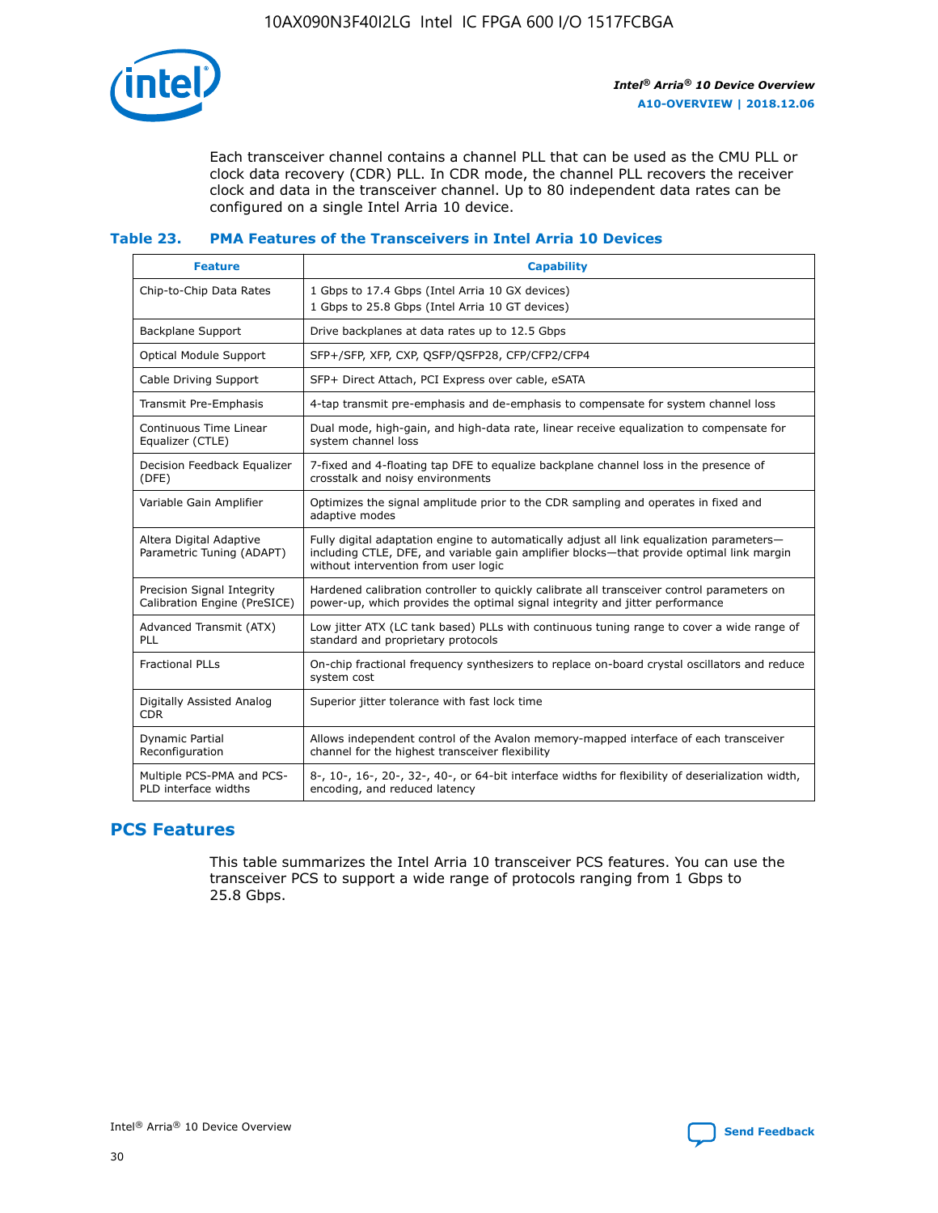Each transceiver channel contains a channel PLL that can be used as the CMU PLL or clock data recovery (CDR) PLL. In CDR mode, the channel PLL recovers the receiver clock and data in the transceiver channel. Up to 80 independent data rates can be configured on a single Intel Arria 10 device.

### Table 23. PMA Features of the Transceivers in Intel Arria 10 Devices

| Feature | Capability |
|---|---|
| Chip-to-Chip Data Rates | 1 Gbps to 17.4 Gbps (Intel Arria 10 GX devices)<br>1 Gbps to 25.8 Gbps (Intel Arria 10 GT devices) |
| Backplane Support | Drive backplanes at data rates up to 12.5 Gbps |
| Optical Module Support | SFP+/SFP, XFP, CXP, QSFP/QSFP28, CFP/CFP2/CFP4 |
| Cable Driving Support | SFP+ Direct Attach, PCI Express over cable, eSATA |
| Transmit Pre-Emphasis | 4-tap transmit pre-emphasis and de-emphasis to compensate for system channel loss |
| Continuous Time Linear Equalizer (CTLE) | Dual mode, high-gain, and high-data rate, linear receive equalization to compensate for system channel loss |
| Decision Feedback Equalizer (DFE) | 7-fixed and 4-floating tap DFE to equalize backplane channel loss in the presence of crosstalk and noisy environments |
| Variable Gain Amplifier | Optimizes the signal amplitude prior to the CDR sampling and operates in fixed and adaptive modes |
| Altera Digital Adaptive Parametric Tuning (ADAPT) | Fully digital adaptation engine to automatically adjust all link equalization parameters—including CTLE, DFE, and variable gain amplifier blocks—that provide optimal link margin without intervention from user logic |
| Precision Signal Integrity Calibration Engine (PreSICE) | Hardened calibration controller to quickly calibrate all transceiver control parameters on power-up, which provides the optimal signal integrity and jitter performance |
| Advanced Transmit (ATX) PLL | Low jitter ATX (LC tank based) PLLs with continuous tuning range to cover a wide range of standard and proprietary protocols |
| Fractional PLLs | On-chip fractional frequency synthesizers to replace on-board crystal oscillators and reduce system cost |
| Digitally Assisted Analog CDR | Superior jitter tolerance with fast lock time |
| Dynamic Partial Reconfiguration | Allows independent control of the Avalon memory-mapped interface of each transceiver channel for the highest transceiver flexibility |
| Multiple PCS-PMA and PCS-PLD interface widths | 8-, 10-, 16-, 20-, 32-, 40-, or 64-bit interface widths for flexibility of deserialization width, encoding, and reduced latency |

## PCS Features

This table summarizes the Intel Arria 10 transceiver PCS features. You can use the transceiver PCS to support a wide range of protocols ranging from 1 Gbps to 25.8 Gbps.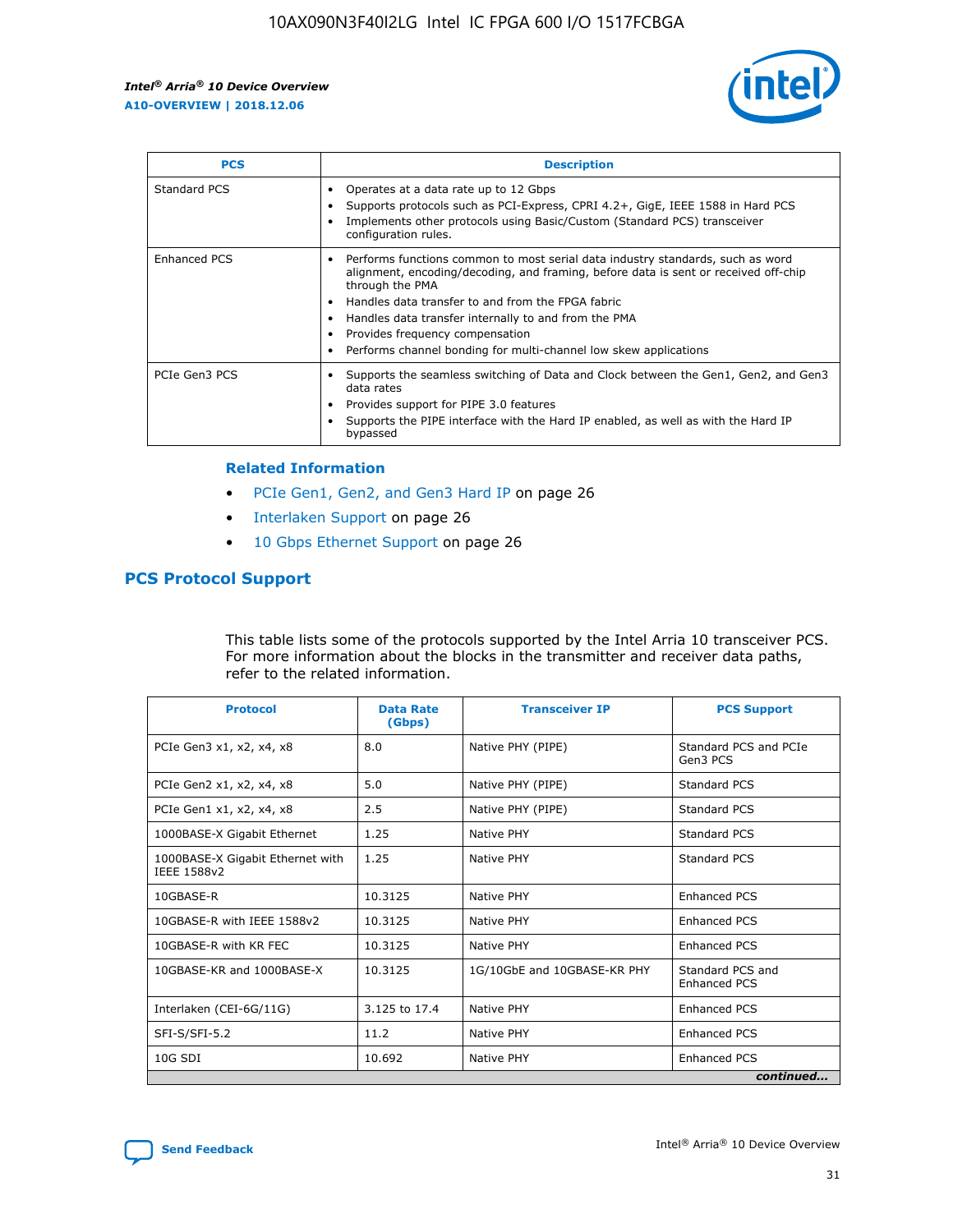| PCS | Description |
| --- | --- |
| Standard PCS | • Operates at a data rate up to 12 Gbps<br>• Supports protocols such as PCI-Express, CPRI 4.2+, GigE, IEEE 1588 in Hard PCS<br>• Implements other protocols using Basic/Custom (Standard PCS) transceiver configuration rules. |
| Enhanced PCS | • Performs functions common to most serial data industry standards, such as word alignment, encoding/decoding, and framing, before data is sent or received off-chip through the PMA<br>• Handles data transfer to and from the FPGA fabric<br>• Handles data transfer internally to and from the PMA<br>• Provides frequency compensation<br>• Performs channel bonding for multi-channel low skew applications |
| PCIe Gen3 PCS | • Supports the seamless switching of Data and Clock between the Gen1, Gen2, and Gen3 data rates<br>• Provides support for PIPE 3.0 features<br>• Supports the PIPE interface with the Hard IP enabled, as well as with the Hard IP bypassed |

### Related Information

- PCIe Gen1, Gen2, and Gen3 Hard IP on page 26
- Interlaken Support on page 26
- 10 Gbps Ethernet Support on page 26

## PCS Protocol Support

This table lists some of the protocols supported by the Intel Arria 10 transceiver PCS. For more information about the blocks in the transmitter and receiver data paths, refer to the related information.

| Protocol | Data Rate (Gbps) | Transceiver IP | PCS Support |
| --- | --- | --- | --- |
| PCIe Gen3 x1, x2, x4, x8 | 8.0 | Native PHY (PIPE) | Standard PCS and PCIe Gen3 PCS |
| PCIe Gen2 x1, x2, x4, x8 | 5.0 | Native PHY (PIPE) | Standard PCS |
| PCIe Gen1 x1, x2, x4, x8 | 2.5 | Native PHY (PIPE) | Standard PCS |
| 1000BASE-X Gigabit Ethernet | 1.25 | Native PHY | Standard PCS |
| 1000BASE-X Gigabit Ethernet with IEEE 1588v2 | 1.25 | Native PHY | Standard PCS |
| 10GBASE-R | 10.3125 | Native PHY | Enhanced PCS |
| 10GBASE-R with IEEE 1588v2 | 10.3125 | Native PHY | Enhanced PCS |
| 10GBASE-R with KR FEC | 10.3125 | Native PHY | Enhanced PCS |
| 10GBASE-KR and 1000BASE-X | 10.3125 | 1G/10GbE and 10GBASE-KR PHY | Standard PCS and Enhanced PCS |
| Interlaken (CEI-6G/11G) | 3.125 to 17.4 | Native PHY | Enhanced PCS |
| SFI-S/SFI-5.2 | 11.2 | Native PHY | Enhanced PCS |
| 10G SDI | 10.692 | Native PHY | Enhanced PCS |

*continued...*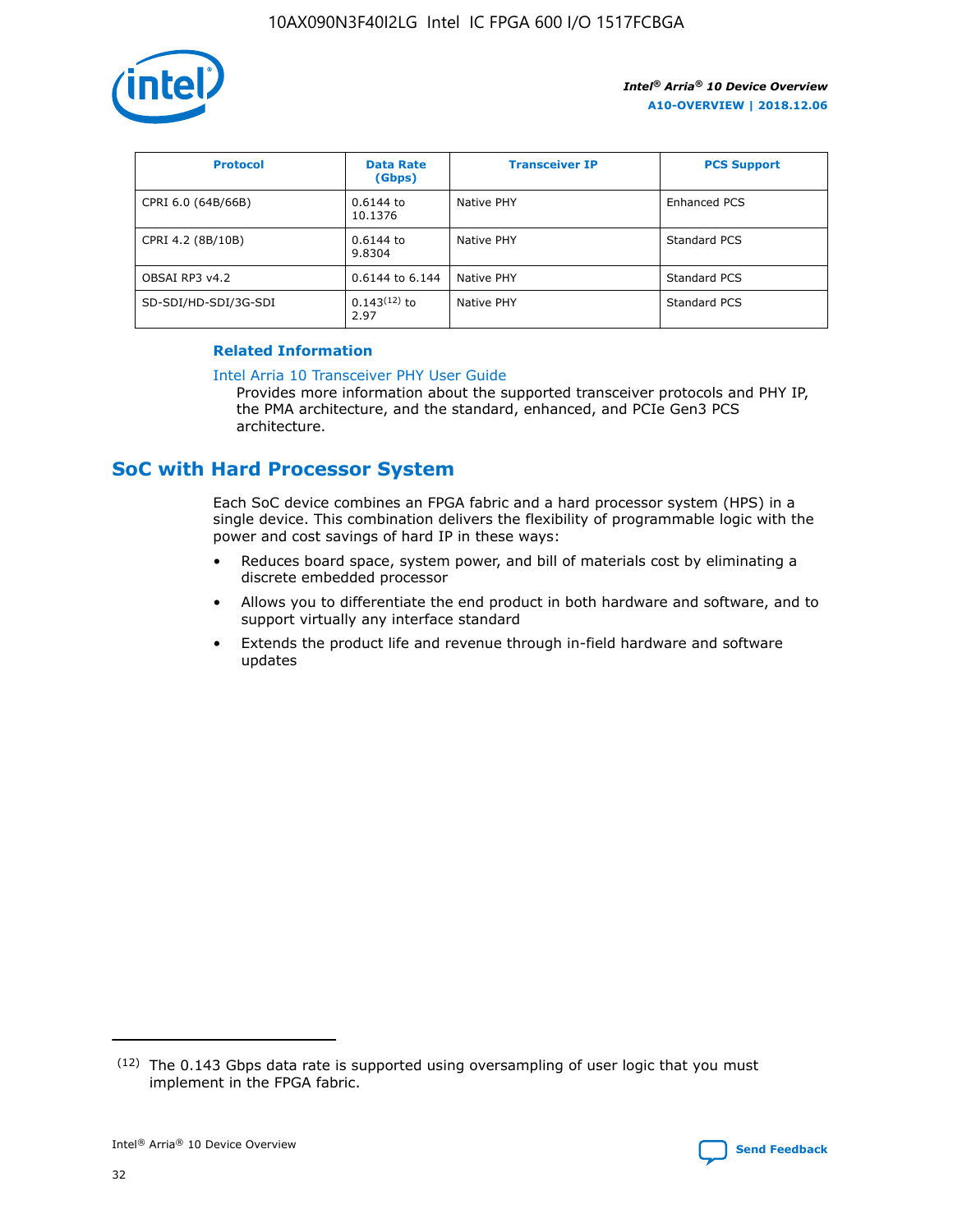| Protocol | Data Rate (Gbps) | Transceiver IP | PCS Support |
|---|---|---|---|
| CPRI 6.0 (64B/66B) | 0.6144 to 10.1376 | Native PHY | Enhanced PCS |
| CPRI 4.2 (8B/10B) | 0.6144 to 9.8304 | Native PHY | Standard PCS |
| OBSAI RP3 v4.2 | 0.6144 to 6.144 | Native PHY | Standard PCS |
| SD-SDI/HD-SDI/3G-SDI | 0.143[12] to 2.97 | Native PHY | Standard PCS |

**Related Information**

Intel Arria 10 Transceiver PHY User Guide

Provides more information about the supported transceiver protocols and PHY IP, the PMA architecture, and the standard, enhanced, and PCIe Gen3 PCS architecture.

## SoC with Hard Processor System

Each SoC device combines an FPGA fabric and a hard processor system (HPS) in a single device. This combination delivers the flexibility of programmable logic with the power and cost savings of hard IP in these ways:

- Reduces board space, system power, and bill of materials cost by eliminating a discrete embedded processor
- Allows you to differentiate the end product in both hardware and software, and to support virtually any interface standard
- Extends the product life and revenue through in-field hardware and software updates

(12) The 0.143 Gbps data rate is supported using oversampling of user logic that you must implement in the FPGA fabric.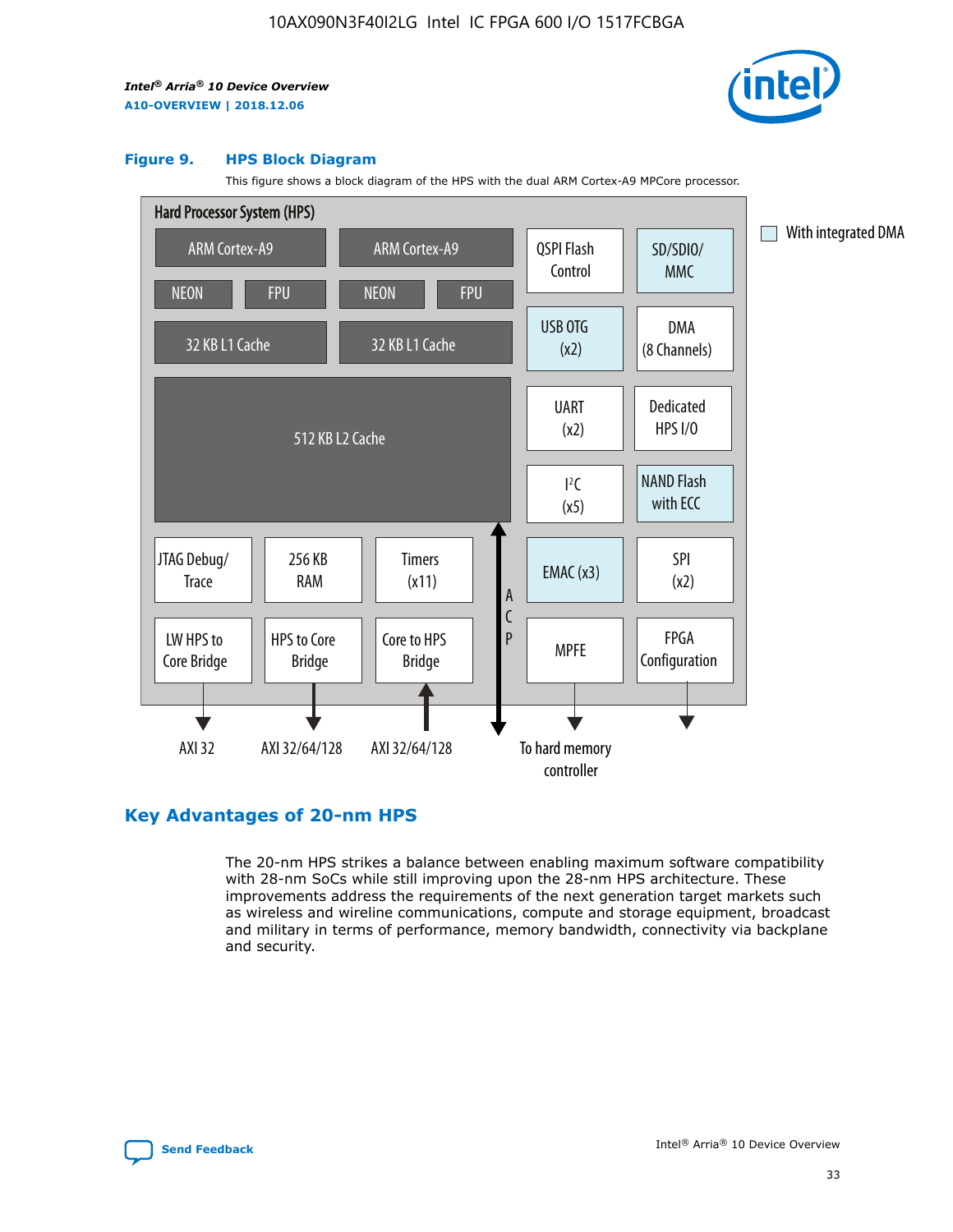### Figure 9. HPS Block Diagram

This figure shows a block diagram of the HPS with the dual ARM Cortex-A9 MPCore processor.

Hard Processor System (HPS)

ARM Cortex-A9
NEON
FPU
32 KB L1 Cache

ARM Cortex-A9
NEON
FPU
32 KB L1 Cache

512 KB L2 Cache

QSPI Flash Control
SD/SDIO/MMC
USB OTG (x2)
DMA (8 Channels)
UART (x2)
Dedicated HPS I/O
I²C (x5)
NAND Flash with ECC
JTAG Debug/Trace
256 KB RAM
Timers (x11)
EMAC (x3)
SPI (x2)
LW HPS to Core Bridge
HPS to Core Bridge
Core to HPS Bridge
ACP
MPFE
FPGA Configuration

With integrated DMA

AXI 32
AXI 32/64/128
AXI 32/64/128
To hard memory controller

## Key Advantages of 20-nm HPS

The 20-nm HPS strikes a balance between enabling maximum software compatibility with 28-nm SoCs while still improving upon the 28-nm HPS architecture. These improvements address the requirements of the next generation target markets such as wireless and wireline communications, compute and storage equipment, broadcast and military in terms of performance, memory bandwidth, connectivity via backplane and security.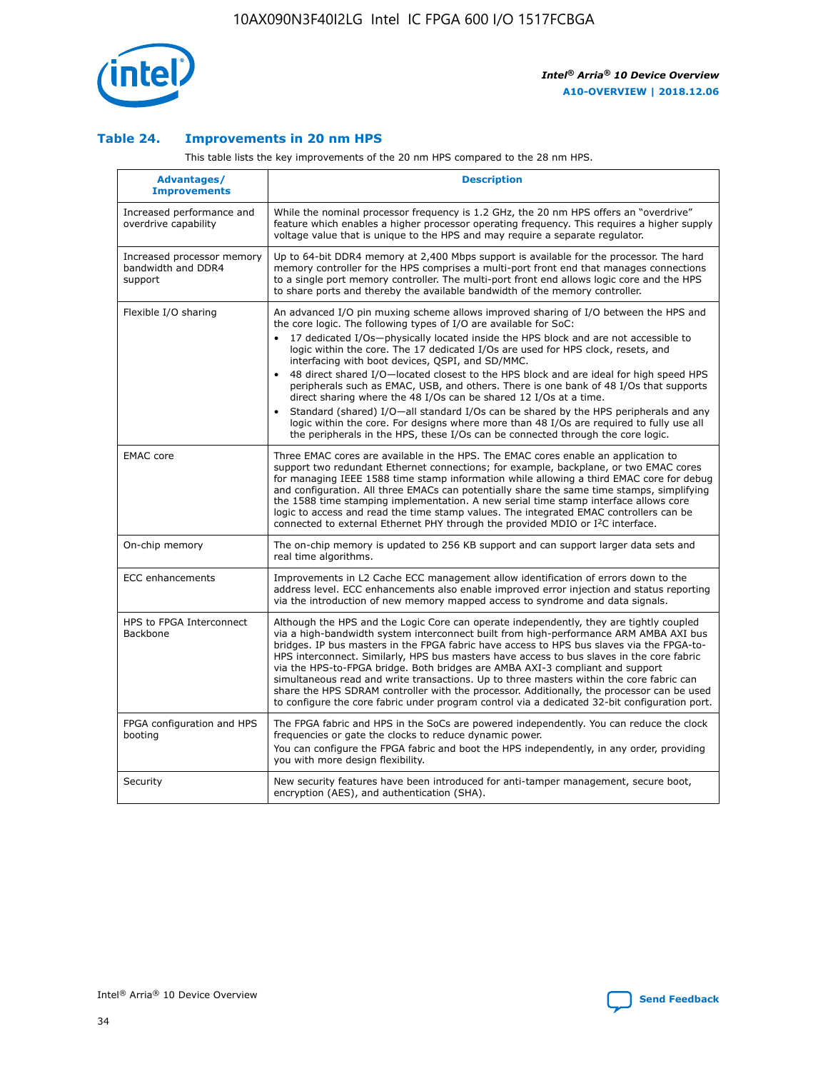## Table 24. Improvements in 20 nm HPS

This table lists the key improvements of the 20 nm HPS compared to the 28 nm HPS.

| Advantages/ Improvements | Description |
|---|---|
| Increased performance and overdrive capability | While the nominal processor frequency is 1.2 GHz, the 20 nm HPS offers an "overdrive" feature which enables a higher processor operating frequency. This requires a higher supply voltage value that is unique to the HPS and may require a separate regulator. |
| Increased processor memory bandwidth and DDR4 support | Up to 64-bit DDR4 memory at 2,400 Mbps support is available for the processor. The hard memory controller for the HPS comprises a multi-port front end that manages connections to a single port memory controller. The multi-port front end allows logic core and the HPS to share ports and thereby the available bandwidth of the memory controller. |
| Flexible I/O sharing | An advanced I/O pin muxing scheme allows improved sharing of I/O between the HPS and the core logic. The following types of I/O are available for SoC: • 17 dedicated I/Os—physically located inside the HPS block and are not accessible to logic within the core. The 17 dedicated I/Os are used for HPS clock, resets, and interfacing with boot devices, QSPI, and SD/MMC. • 48 direct shared I/O—located closest to the HPS block and are ideal for high speed HPS peripherals such as EMAC, USB, and others. There is one bank of 48 I/Os that supports direct sharing where the 48 I/Os can be shared 12 I/Os at a time. • Standard (shared) I/O—all standard I/Os can be shared by the HPS peripherals and any logic within the core. For designs where more than 48 I/Os are required to fully use all the peripherals in the HPS, these I/Os can be connected through the core logic. |
| EMAC core | Three EMAC cores are available in the HPS. The EMAC cores enable an application to support two redundant Ethernet connections; for example, backplane, or two EMAC cores for managing IEEE 1588 time stamp information while allowing a third EMAC core for debug and configuration. All three EMACs can potentially share the same time stamps, simplifying the 1588 time stamping implementation. A new serial time stamp interface allows core logic to access and read the time stamp values. The integrated EMAC controllers can be connected to external Ethernet PHY through the provided MDIO or I²C interface. |
| On-chip memory | The on-chip memory is updated to 256 KB support and can support larger data sets and real time algorithms. |
| ECC enhancements | Improvements in L2 Cache ECC management allow identification of errors down to the address level. ECC enhancements also enable improved error injection and status reporting via the introduction of new memory mapped access to syndrome and data signals. |
| HPS to FPGA Interconnect Backbone | Although the HPS and the Logic Core can operate independently, they are tightly coupled via a high-bandwidth system interconnect built from high-performance ARM AMBA AXI bus bridges. IP bus masters in the FPGA fabric have access to HPS bus slaves via the FPGA-to-HPS interconnect. Similarly, HPS bus masters have access to bus slaves in the core fabric via the HPS-to-FPGA bridge. Both bridges are AMBA AXI-3 compliant and support simultaneous read and write transactions. Up to three masters within the core fabric can share the HPS SDRAM controller with the processor. Additionally, the processor can be used to configure the core fabric under program control via a dedicated 32-bit configuration port. |
| FPGA configuration and HPS booting | The FPGA fabric and HPS in the SoCs are powered independently. You can reduce the clock frequencies or gate the clocks to reduce dynamic power. You can configure the FPGA fabric and boot the HPS independently, in any order, providing you with more design flexibility. |
| Security | New security features have been introduced for anti-tamper management, secure boot, encryption (AES), and authentication (SHA). |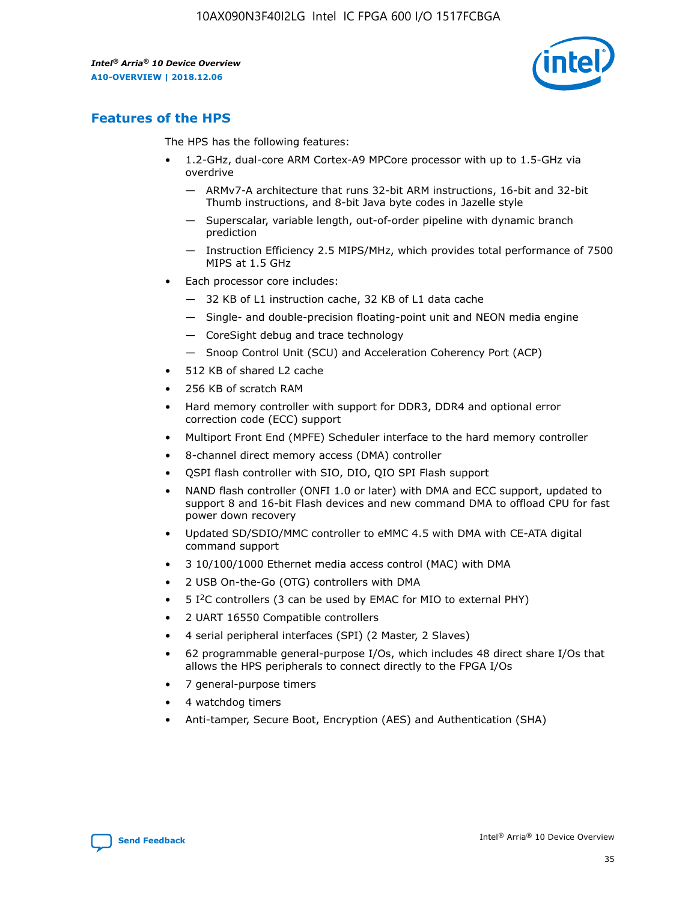## Features of the HPS

The HPS has the following features:

- 1.2-GHz, dual-core ARM Cortex-A9 MPCore processor with up to 1.5-GHz via overdrive
  - — ARMv7-A architecture that runs 32-bit ARM instructions, 16-bit and 32-bit Thumb instructions, and 8-bit Java byte codes in Jazelle style
  - — Superscalar, variable length, out-of-order pipeline with dynamic branch prediction
  - — Instruction Efficiency 2.5 MIPS/MHz, which provides total performance of 7500 MIPS at 1.5 GHz
- Each processor core includes:
  - — 32 KB of L1 instruction cache, 32 KB of L1 data cache
  - — Single- and double-precision floating-point unit and NEON media engine
  - — CoreSight debug and trace technology
  - — Snoop Control Unit (SCU) and Acceleration Coherency Port (ACP)
- 512 KB of shared L2 cache
- 256 KB of scratch RAM
- Hard memory controller with support for DDR3, DDR4 and optional error correction code (ECC) support
- Multiport Front End (MPFE) Scheduler interface to the hard memory controller
- 8-channel direct memory access (DMA) controller
- QSPI flash controller with SIO, DIO, QIO SPI Flash support
- NAND flash controller (ONFI 1.0 or later) with DMA and ECC support, updated to support 8 and 16-bit Flash devices and new command DMA to offload CPU for fast power down recovery
- Updated SD/SDIO/MMC controller to eMMC 4.5 with DMA with CE-ATA digital command support
- 3 10/100/1000 Ethernet media access control (MAC) with DMA
- 2 USB On-the-Go (OTG) controllers with DMA
- 5 I²C controllers (3 can be used by EMAC for MIO to external PHY)
- 2 UART 16550 Compatible controllers
- 4 serial peripheral interfaces (SPI) (2 Master, 2 Slaves)
- 62 programmable general-purpose I/Os, which includes 48 direct share I/Os that allows the HPS peripherals to connect directly to the FPGA I/Os
- 7 general-purpose timers
- 4 watchdog timers
- Anti-tamper, Secure Boot, Encryption (AES) and Authentication (SHA)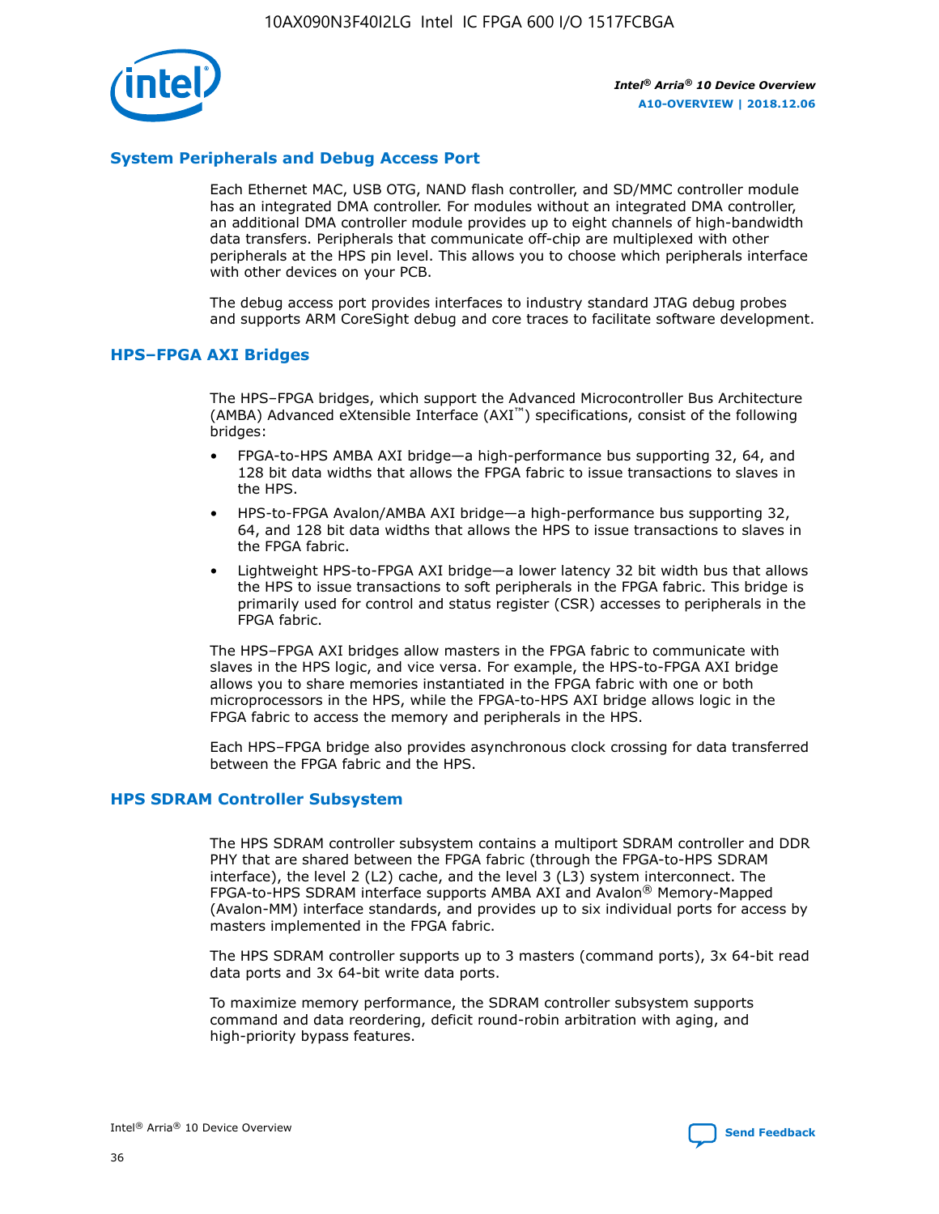## System Peripherals and Debug Access Port

Each Ethernet MAC, USB OTG, NAND flash controller, and SD/MMC controller module has an integrated DMA controller. For modules without an integrated DMA controller, an additional DMA controller module provides up to eight channels of high-bandwidth data transfers. Peripherals that communicate off-chip are multiplexed with other peripherals at the HPS pin level. This allows you to choose which peripherals interface with other devices on your PCB.

The debug access port provides interfaces to industry standard JTAG debug probes and supports ARM CoreSight debug and core traces to facilitate software development.

## HPS–FPGA AXI Bridges

The HPS–FPGA bridges, which support the Advanced Microcontroller Bus Architecture (AMBA) Advanced eXtensible Interface (AXI™) specifications, consist of the following bridges:

- FPGA-to-HPS AMBA AXI bridge—a high-performance bus supporting 32, 64, and 128 bit data widths that allows the FPGA fabric to issue transactions to slaves in the HPS.
- HPS-to-FPGA Avalon/AMBA AXI bridge—a high-performance bus supporting 32, 64, and 128 bit data widths that allows the HPS to issue transactions to slaves in the FPGA fabric.
- Lightweight HPS-to-FPGA AXI bridge—a lower latency 32 bit width bus that allows the HPS to issue transactions to soft peripherals in the FPGA fabric. This bridge is primarily used for control and status register (CSR) accesses to peripherals in the FPGA fabric.

The HPS–FPGA AXI bridges allow masters in the FPGA fabric to communicate with slaves in the HPS logic, and vice versa. For example, the HPS-to-FPGA AXI bridge allows you to share memories instantiated in the FPGA fabric with one or both microprocessors in the HPS, while the FPGA-to-HPS AXI bridge allows logic in the FPGA fabric to access the memory and peripherals in the HPS.

Each HPS–FPGA bridge also provides asynchronous clock crossing for data transferred between the FPGA fabric and the HPS.

## HPS SDRAM Controller Subsystem

The HPS SDRAM controller subsystem contains a multiport SDRAM controller and DDR PHY that are shared between the FPGA fabric (through the FPGA-to-HPS SDRAM interface), the level 2 (L2) cache, and the level 3 (L3) system interconnect. The FPGA-to-HPS SDRAM interface supports AMBA AXI and Avalon® Memory-Mapped (Avalon-MM) interface standards, and provides up to six individual ports for access by masters implemented in the FPGA fabric.

The HPS SDRAM controller supports up to 3 masters (command ports), 3x 64-bit read data ports and 3x 64-bit write data ports.

To maximize memory performance, the SDRAM controller subsystem supports command and data reordering, deficit round-robin arbitration with aging, and high-priority bypass features.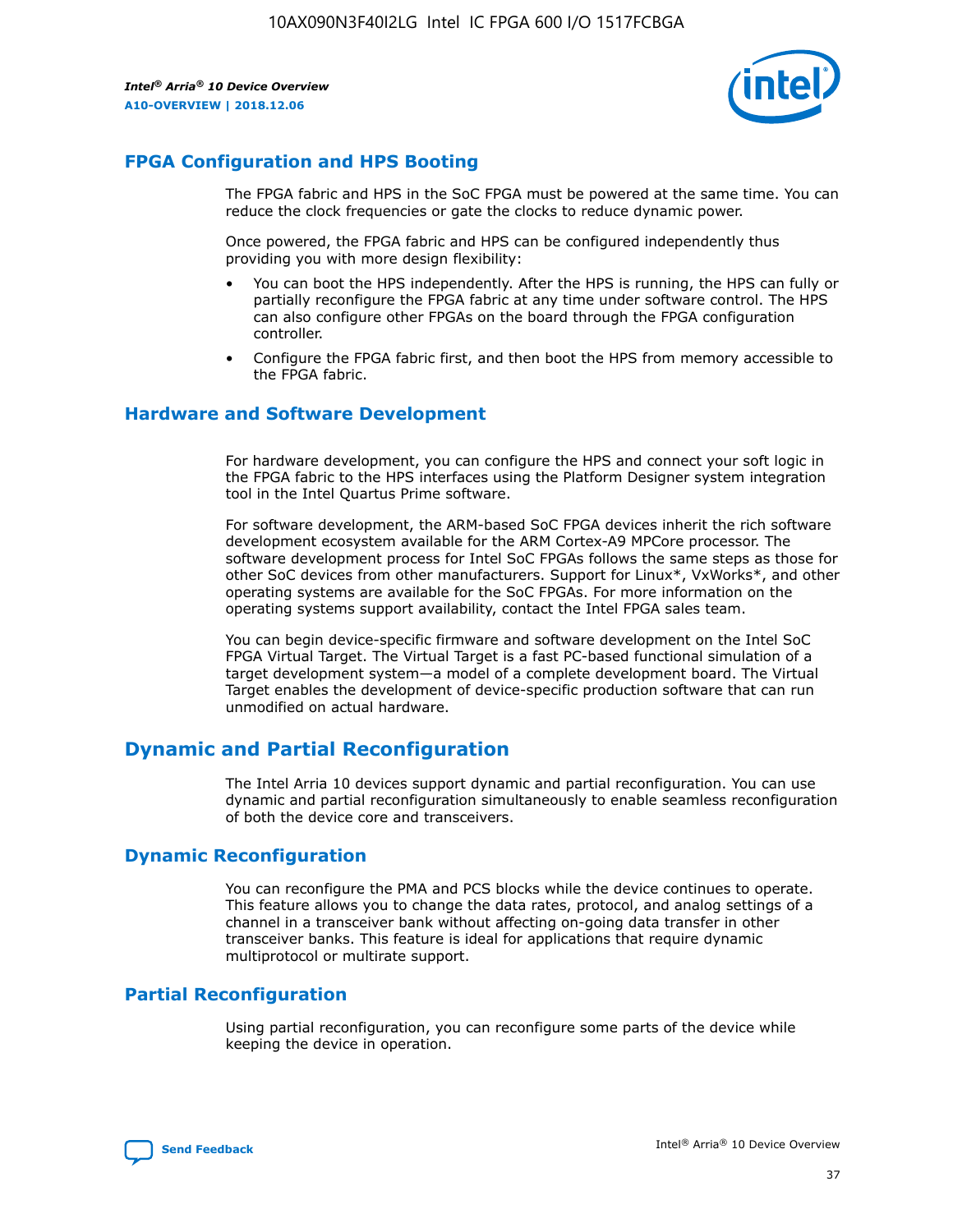## FPGA Configuration and HPS Booting

The FPGA fabric and HPS in the SoC FPGA must be powered at the same time. You can reduce the clock frequencies or gate the clocks to reduce dynamic power.

Once powered, the FPGA fabric and HPS can be configured independently thus providing you with more design flexibility:

- You can boot the HPS independently. After the HPS is running, the HPS can fully or partially reconfigure the FPGA fabric at any time under software control. The HPS can also configure other FPGAs on the board through the FPGA configuration controller.
- Configure the FPGA fabric first, and then boot the HPS from memory accessible to the FPGA fabric.

## Hardware and Software Development

For hardware development, you can configure the HPS and connect your soft logic in the FPGA fabric to the HPS interfaces using the Platform Designer system integration tool in the Intel Quartus Prime software.

For software development, the ARM-based SoC FPGA devices inherit the rich software development ecosystem available for the ARM Cortex-A9 MPCore processor. The software development process for Intel SoC FPGAs follows the same steps as those for other SoC devices from other manufacturers. Support for Linux*, VxWorks*, and other operating systems are available for the SoC FPGAs. For more information on the operating systems support availability, contact the Intel FPGA sales team.

You can begin device-specific firmware and software development on the Intel SoC FPGA Virtual Target. The Virtual Target is a fast PC-based functional simulation of a target development system—a model of a complete development board. The Virtual Target enables the development of device-specific production software that can run unmodified on actual hardware.

# Dynamic and Partial Reconfiguration

The Intel Arria 10 devices support dynamic and partial reconfiguration. You can use dynamic and partial reconfiguration simultaneously to enable seamless reconfiguration of both the device core and transceivers.

## Dynamic Reconfiguration

You can reconfigure the PMA and PCS blocks while the device continues to operate. This feature allows you to change the data rates, protocol, and analog settings of a channel in a transceiver bank without affecting on-going data transfer in other transceiver banks. This feature is ideal for applications that require dynamic multiprotocol or multirate support.

## Partial Reconfiguration

Using partial reconfiguration, you can reconfigure some parts of the device while keeping the device in operation.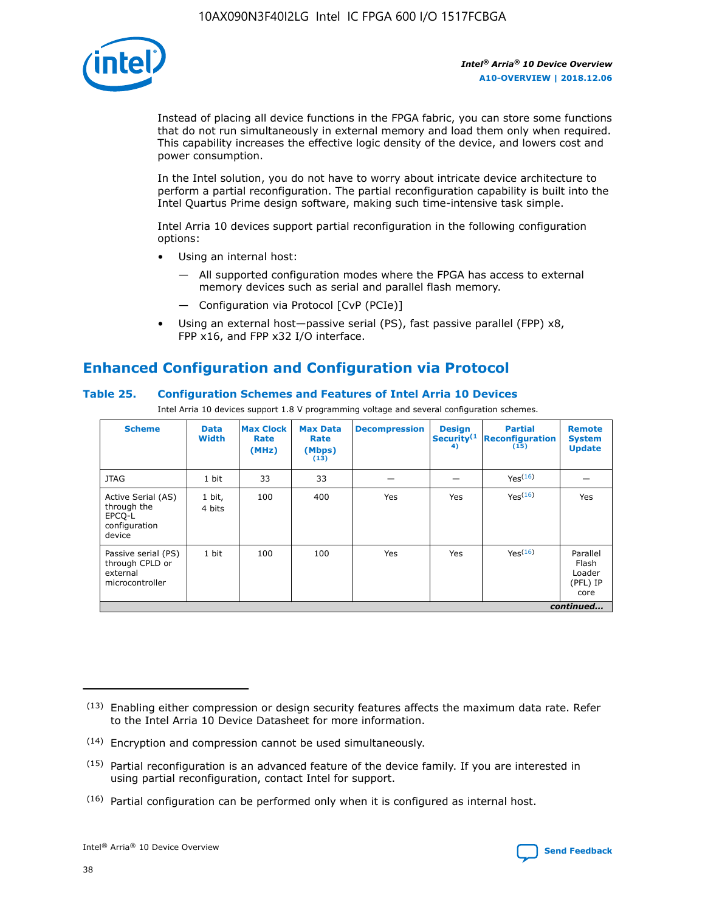Instead of placing all device functions in the FPGA fabric, you can store some functions that do not run simultaneously in external memory and load them only when required. This capability increases the effective logic density of the device, and lowers cost and power consumption.

In the Intel solution, you do not have to worry about intricate device architecture to perform a partial reconfiguration. The partial reconfiguration capability is built into the Intel Quartus Prime design software, making such time-intensive task simple.

Intel Arria 10 devices support partial reconfiguration in the following configuration options:

- Using an internal host:
  - — All supported configuration modes where the FPGA has access to external memory devices such as serial and parallel flash memory.
  - — Configuration via Protocol [CvP (PCIe)]
- Using an external host—passive serial (PS), fast passive parallel (FPP) x8, FPP x16, and FPP x32 I/O interface.

## Enhanced Configuration and Configuration via Protocol

### Table 25. Configuration Schemes and Features of Intel Arria 10 Devices

Intel Arria 10 devices support 1.8 V programming voltage and several configuration schemes.

| Scheme | Data Width | Max Clock Rate (MHz) | Max Data Rate (Mbps) (13) | Decompression | Design Security(14) | Partial Reconfiguration (15) | Remote System Update |
|---|---|---|---|---|---|---|---|
| JTAG | 1 bit | 33 | 33 | — | — | Yes(16) | — |
| Active Serial (AS) through the EPCQ-L configuration device | 1 bit, 4 bits | 100 | 400 | Yes | Yes | Yes(16) | Yes |
| Passive serial (PS) through CPLD or external microcontroller | 1 bit | 100 | 100 | Yes | Yes | Yes(16) | Parallel Flash Loader (PFL) IP core |

*continued...*

(13) Enabling either compression or design security features affects the maximum data rate. Refer to the Intel Arria 10 Device Datasheet for more information.

(14) Encryption and compression cannot be used simultaneously.

(15) Partial reconfiguration is an advanced feature of the device family. If you are interested in using partial reconfiguration, contact Intel for support.

(16) Partial configuration can be performed only when it is configured as internal host.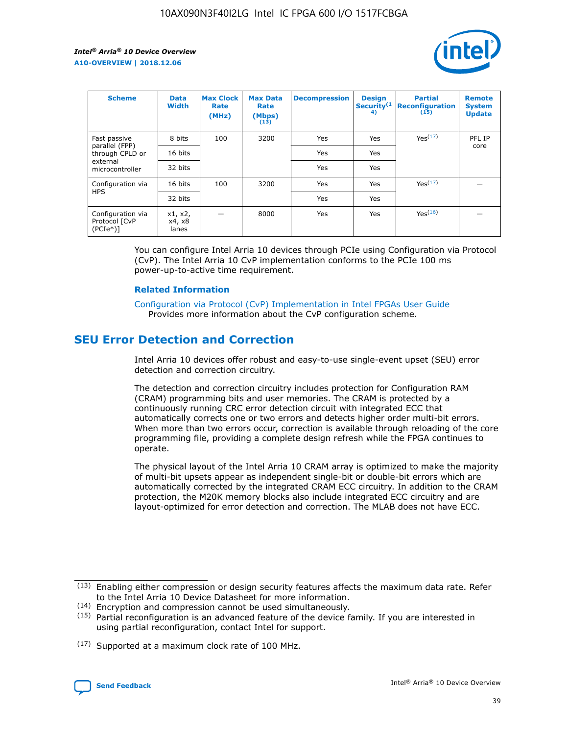| Scheme | Data Width | Max Clock Rate (MHz) | Max Data Rate (Mbps) (13) | Decompression | Design Security(14) | Partial Reconfiguration (15) | Remote System Update |
|---|---|---|---|---|---|---|---|
| Fast passive parallel (FPP) through CPLD or external microcontroller | 8 bits | 100 | 3200 | Yes | Yes | Yes(17) | PFL IP core |
| | 16 bits | | | Yes | Yes | | |
| | 32 bits | | | Yes | Yes | | |
| Configuration via HPS | 16 bits | 100 | 3200 | Yes | Yes | Yes(17) | — |
| | 32 bits | | | Yes | Yes | | |
| Configuration via Protocol [CvP (PCIe*)] | x1, x2, x4, x8 lanes | — | 8000 | Yes | Yes | Yes(16) | — |

You can configure Intel Arria 10 devices through PCIe using Configuration via Protocol (CvP). The Intel Arria 10 CvP implementation conforms to the PCIe 100 ms power-up-to-active time requirement.

**Related Information**

Configuration via Protocol (CvP) Implementation in Intel FPGAs User Guide
Provides more information about the CvP configuration scheme.

## SEU Error Detection and Correction

Intel Arria 10 devices offer robust and easy-to-use single-event upset (SEU) error detection and correction circuitry.

The detection and correction circuitry includes protection for Configuration RAM (CRAM) programming bits and user memories. The CRAM is protected by a continuously running CRC error detection circuit with integrated ECC that automatically corrects one or two errors and detects higher order multi-bit errors. When more than two errors occur, correction is available through reloading of the core programming file, providing a complete design refresh while the FPGA continues to operate.

The physical layout of the Intel Arria 10 CRAM array is optimized to make the majority of multi-bit upsets appear as independent single-bit or double-bit errors which are automatically corrected by the integrated CRAM ECC circuitry. In addition to the CRAM protection, the M20K memory blocks also include integrated ECC circuitry and are layout-optimized for error detection and correction. The MLAB does not have ECC.

(13) Enabling either compression or design security features affects the maximum data rate. Refer to the Intel Arria 10 Device Datasheet for more information.

(14) Encryption and compression cannot be used simultaneously.

(15) Partial reconfiguration is an advanced feature of the device family. If you are interested in using partial reconfiguration, contact Intel for support.

(17) Supported at a maximum clock rate of 100 MHz.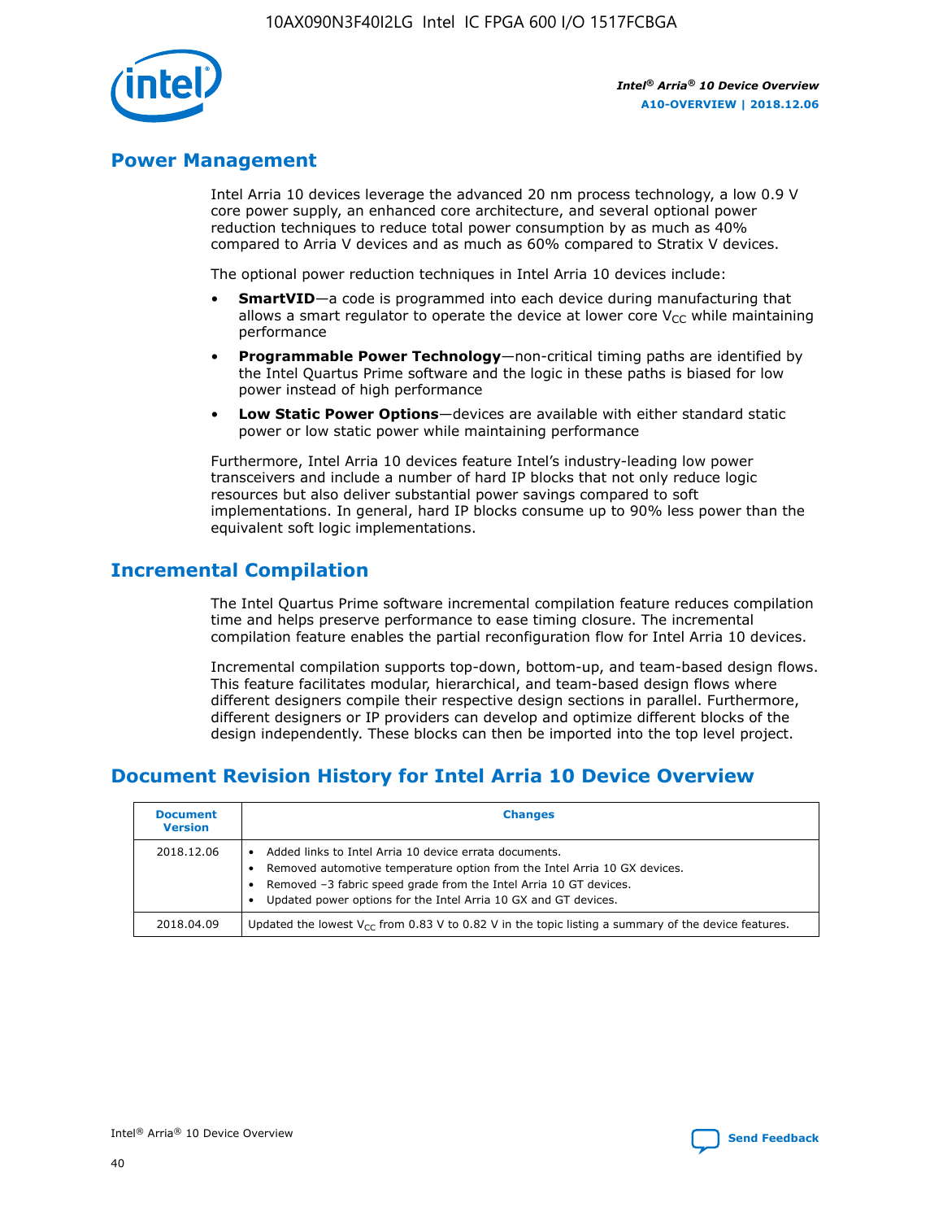## Power Management

Intel Arria 10 devices leverage the advanced 20 nm process technology, a low 0.9 V core power supply, an enhanced core architecture, and several optional power reduction techniques to reduce total power consumption by as much as 40% compared to Arria V devices and as much as 60% compared to Stratix V devices.

The optional power reduction techniques in Intel Arria 10 devices include:

- **SmartVID**—a code is programmed into each device during manufacturing that allows a smart regulator to operate the device at lower core $V_{CC}$ while maintaining performance
- **Programmable Power Technology**—non-critical timing paths are identified by the Intel Quartus Prime software and the logic in these paths is biased for low power instead of high performance
- **Low Static Power Options**—devices are available with either standard static power or low static power while maintaining performance

Furthermore, Intel Arria 10 devices feature Intel's industry-leading low power transceivers and include a number of hard IP blocks that not only reduce logic resources but also deliver substantial power savings compared to soft implementations. In general, hard IP blocks consume up to 90% less power than the equivalent soft logic implementations.

## Incremental Compilation

The Intel Quartus Prime software incremental compilation feature reduces compilation time and helps preserve performance to ease timing closure. The incremental compilation feature enables the partial reconfiguration flow for Intel Arria 10 devices.

Incremental compilation supports top-down, bottom-up, and team-based design flows. This feature facilitates modular, hierarchical, and team-based design flows where different designers compile their respective design sections in parallel. Furthermore, different designers or IP providers can develop and optimize different blocks of the design independently. These blocks can then be imported into the top level project.

## Document Revision History for Intel Arria 10 Device Overview

| Document Version | Changes |
|---|---|
| 2018.12.06 | • Added links to Intel Arria 10 device errata documents.<br>• Removed automotive temperature option from the Intel Arria 10 GX devices.<br>• Removed –3 fabric speed grade from the Intel Arria 10 GT devices.<br>• Updated power options for the Intel Arria 10 GX and GT devices. |
| 2018.04.09 | Updated the lowest $V_{CC}$ from 0.83 V to 0.82 V in the topic listing a summary of the device features. |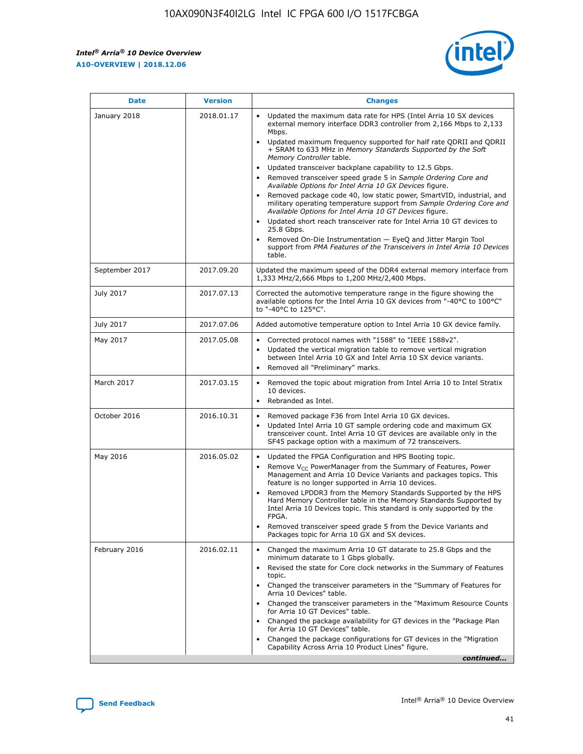| Date | Version | Changes |
| --- | --- | --- |
| January 2018 | 2018.01.17 | • Updated the maximum data rate for HPS (Intel Arria 10 SX devices external memory interface DDR3 controller from 2,166 Mbps to 2,133 Mbps.<br>• Updated maximum frequency supported for half rate QDRII and QDRII + SRAM to 633 MHz in *Memory Standards Supported by the Soft Memory Controller* table.<br>• Updated transceiver backplane capability to 12.5 Gbps.<br>• Removed transceiver speed grade 5 in *Sample Ordering Core and Available Options for Intel Arria 10 GX Devices* figure.<br>• Removed package code 40, low static power, SmartVID, industrial, and military operating temperature support from *Sample Ordering Core and Available Options for Intel Arria 10 GT Devices* figure.<br>• Updated short reach transceiver rate for Intel Arria 10 GT devices to 25.8 Gbps.<br>• Removed On-Die Instrumentation — EyeQ and Jitter Margin Tool support from *PMA Features of the Transceivers in Intel Arria 10 Devices* table. |
| September 2017 | 2017.09.20 | Updated the maximum speed of the DDR4 external memory interface from 1,333 MHz/2,666 Mbps to 1,200 MHz/2,400 Mbps. |
| July 2017 | 2017.07.13 | Corrected the automotive temperature range in the figure showing the available options for the Intel Arria 10 GX devices from "-40°C to 100°C" to "-40°C to 125°C". |
| July 2017 | 2017.07.06 | Added automotive temperature option to Intel Arria 10 GX device family. |
| May 2017 | 2017.05.08 | • Corrected protocol names with "1588" to "IEEE 1588v2".<br>• Updated the vertical migration table to remove vertical migration between Intel Arria 10 GX and Intel Arria 10 SX device variants.<br>• Removed all "Preliminary" marks. |
| March 2017 | 2017.03.15 | • Removed the topic about migration from Intel Arria 10 to Intel Stratix 10 devices.<br>• Rebranded as Intel. |
| October 2016 | 2016.10.31 | • Removed package F36 from Intel Arria 10 GX devices.<br>• Updated Intel Arria 10 GT sample ordering code and maximum GX transceiver count. Intel Arria 10 GT devices are available only in the SF45 package option with a maximum of 72 transceivers. |
| May 2016 | 2016.05.02 | • Updated the FPGA Configuration and HPS Booting topic.<br>• Remove $V_{CC}$ PowerManager from the Summary of Features, Power Management and Arria 10 Device Variants and packages topics. This feature is no longer supported in Arria 10 devices.<br>• Removed LPDDR3 from the Memory Standards Supported by the HPS Hard Memory Controller table in the Memory Standards Supported by Intel Arria 10 Devices topic. This standard is only supported by the FPGA.<br>• Removed transceiver speed grade 5 from the Device Variants and Packages topic for Arria 10 GX and SX devices. |
| February 2016 | 2016.02.11 | • Changed the maximum Arria 10 GT datarate to 25.8 Gbps and the minimum datarate to 1 Gbps globally.<br>• Revised the state for Core clock networks in the Summary of Features topic.<br>• Changed the transceiver parameters in the "Summary of Features for Arria 10 Devices" table.<br>• Changed the transceiver parameters in the "Maximum Resource Counts for Arria 10 GT Devices" table.<br>• Changed the package availability for GT devices in the "Package Plan for Arria 10 GT Devices" table.<br>• Changed the package configurations for GT devices in the "Migration Capability Across Arria 10 Product Lines" figure. |

*continued...*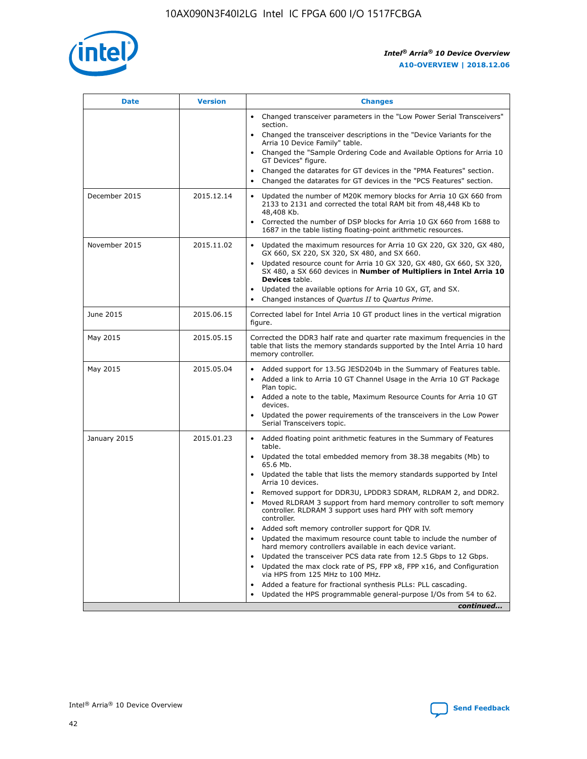| Date | Version | Changes |
| --- | --- | --- |
| | | • Changed transceiver parameters in the "Low Power Serial Transceivers" section.<br>• Changed the transceiver descriptions in the "Device Variants for the Arria 10 Device Family" table.<br>• Changed the "Sample Ordering Code and Available Options for Arria 10 GT Devices" figure.<br>• Changed the datarates for GT devices in the "PMA Features" section.<br>• Changed the datarates for GT devices in the "PCS Features" section. |
| December 2015 | 2015.12.14 | • Updated the number of M20K memory blocks for Arria 10 GX 660 from 2133 to 2131 and corrected the total RAM bit from 48,448 Kb to 48,408 Kb.<br>• Corrected the number of DSP blocks for Arria 10 GX 660 from 1688 to 1687 in the table listing floating-point arithmetic resources. |
| November 2015 | 2015.11.02 | • Updated the maximum resources for Arria 10 GX 220, GX 320, GX 480, GX 660, SX 220, SX 320, SX 480, and SX 660.<br>• Updated resource count for Arria 10 GX 320, GX 480, GX 660, SX 320, SX 480, a SX 660 devices in **Number of Multipliers in Intel Arria 10 Devices** table.<br>• Updated the available options for Arria 10 GX, GT, and SX.<br>• Changed instances of *Quartus II* to *Quartus Prime*. |
| June 2015 | 2015.06.15 | Corrected label for Intel Arria 10 GT product lines in the vertical migration figure. |
| May 2015 | 2015.05.15 | Corrected the DDR3 half rate and quarter rate maximum frequencies in the table that lists the memory standards supported by the Intel Arria 10 hard memory controller. |
| May 2015 | 2015.05.04 | • Added support for 13.5G JESD204b in the Summary of Features table.<br>• Added a link to Arria 10 GT Channel Usage in the Arria 10 GT Package Plan topic.<br>• Added a note to the table, Maximum Resource Counts for Arria 10 GT devices.<br>• Updated the power requirements of the transceivers in the Low Power Serial Transceivers topic. |
| January 2015 | 2015.01.23 | • Added floating point arithmetic features in the Summary of Features table.<br>• Updated the total embedded memory from 38.38 megabits (Mb) to 65.6 Mb.<br>• Updated the table that lists the memory standards supported by Intel Arria 10 devices.<br>• Removed support for DDR3U, LPDDR3 SDRAM, RLDRAM 2, and DDR2.<br>• Moved RLDRAM 3 support from hard memory controller to soft memory controller. RLDRAM 3 support uses hard PHY with soft memory controller.<br>• Added soft memory controller support for QDR IV.<br>• Updated the maximum resource count table to include the number of hard memory controllers available in each device variant.<br>• Updated the transceiver PCS data rate from 12.5 Gbps to 12 Gbps.<br>• Updated the max clock rate of PS, FPP x8, FPP x16, and Configuration via HPS from 125 MHz to 100 MHz.<br>• Added a feature for fractional synthesis PLLs: PLL cascading.<br>• Updated the HPS programmable general-purpose I/Os from 54 to 62. |

*continued...*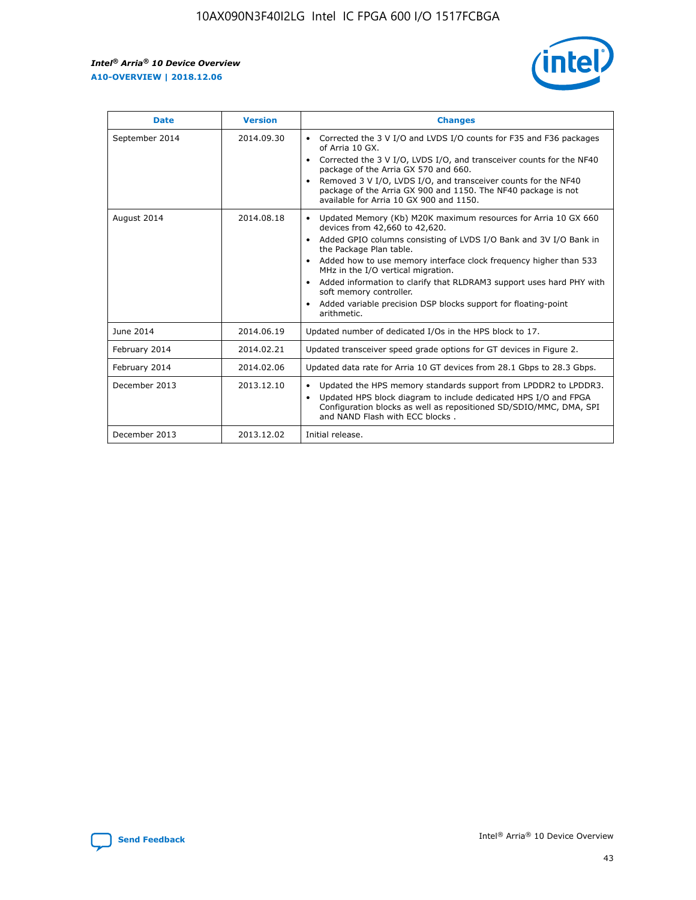| Date | Version | Changes |
| --- | --- | --- |
| September 2014 | 2014.09.30 | • Corrected the 3 V I/O and LVDS I/O counts for F35 and F36 packages of Arria 10 GX. • Corrected the 3 V I/O, LVDS I/O, and transceiver counts for the NF40 package of the Arria GX 570 and 660. • Removed 3 V I/O, LVDS I/O, and transceiver counts for the NF40 package of the Arria GX 900 and 1150. The NF40 package is not available for Arria 10 GX 900 and 1150. |
| August 2014 | 2014.08.18 | • Updated Memory (Kb) M20K maximum resources for Arria 10 GX 660 devices from 42,660 to 42,620. • Added GPIO columns consisting of LVDS I/O Bank and 3V I/O Bank in the Package Plan table. • Added how to use memory interface clock frequency higher than 533 MHz in the I/O vertical migration. • Added information to clarify that RLDRAM3 support uses hard PHY with soft memory controller. • Added variable precision DSP blocks support for floating-point arithmetic. |
| June 2014 | 2014.06.19 | Updated number of dedicated I/Os in the HPS block to 17. |
| February 2014 | 2014.02.21 | Updated transceiver speed grade options for GT devices in Figure 2. |
| February 2014 | 2014.02.06 | Updated data rate for Arria 10 GT devices from 28.1 Gbps to 28.3 Gbps. |
| December 2013 | 2013.12.10 | • Updated the HPS memory standards support from LPDDR2 to LPDDR3. • Updated HPS block diagram to include dedicated HPS I/O and FPGA Configuration blocks as well as repositioned SD/SDIO/MMC, DMA, SPI and NAND Flash with ECC blocks . |
| December 2013 | 2013.12.02 | Initial release. |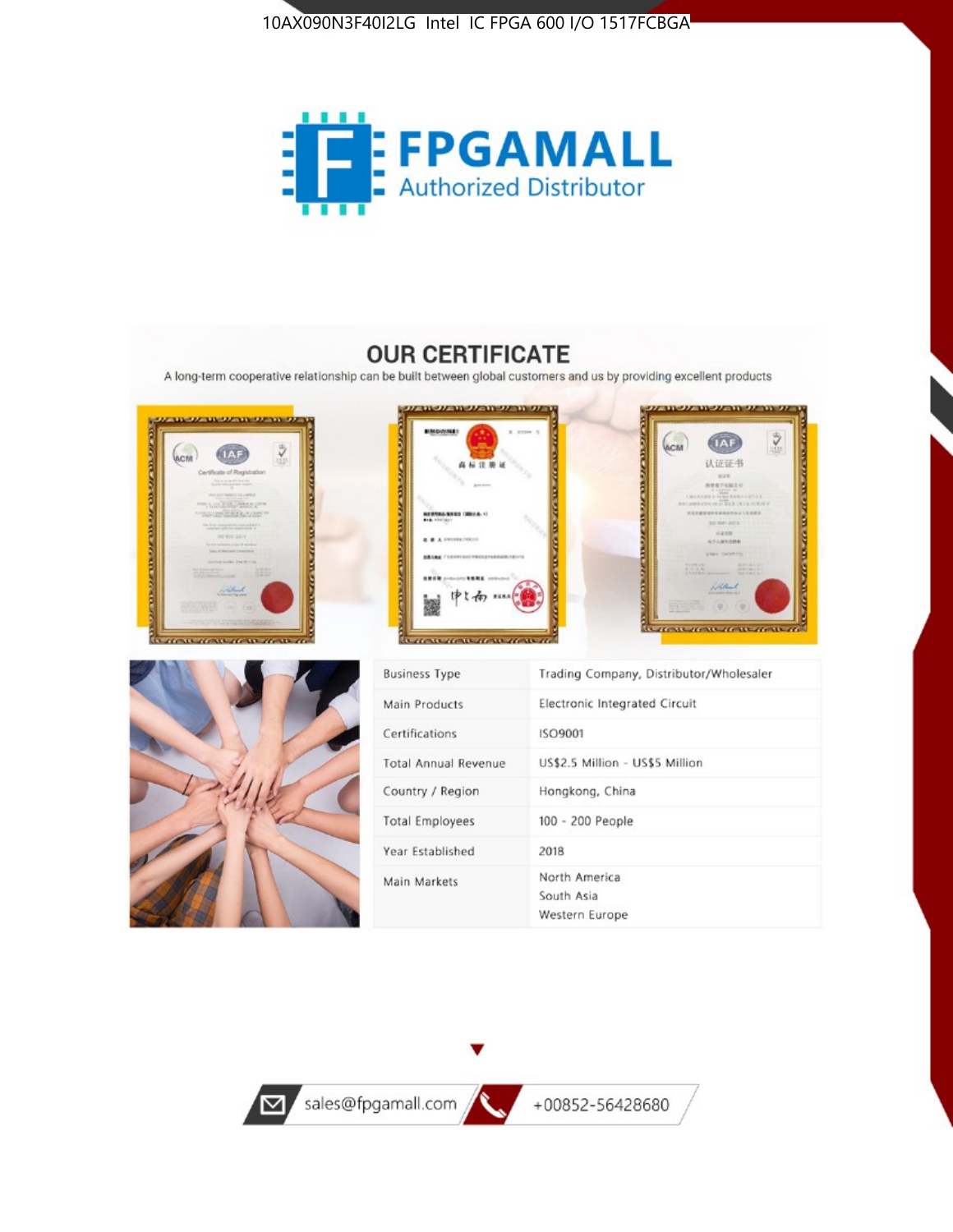FPGAMALL
Authorized Distributor

# OUR CERTIFICATE

A long-term cooperative relationship can be built between global customers and us by providing excellent products

| | |
|---|---|
| Business Type | Trading Company, Distributor/Wholesaler |
| Main Products | Electronic Integrated Circuit |
| Certifications | ISO9001 |
| Total Annual Revenue | US$2.5 Million - US$5 Million |
| Country / Region | Hongkong, China |
| Total Employees | 100 - 200 People |
| Year Established | 2018 |
| Main Markets | North America<br>South Asia<br>Western Europe |

sales@fpgamall.com

+00852-56428680